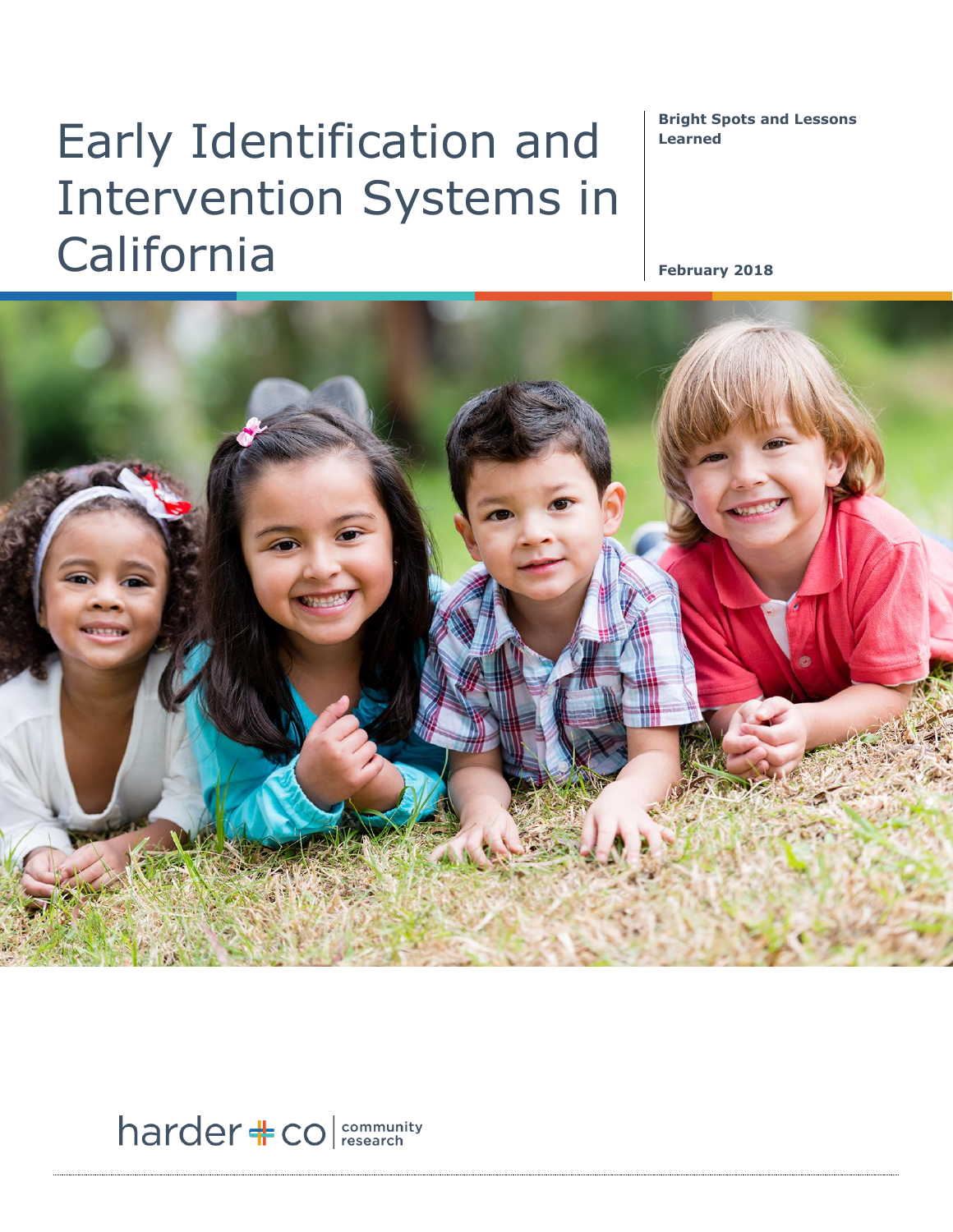# Early Identification and Intervention Systems in California

**Bright Spots and Lessons Learned**

**February 2018**

harder + co | community research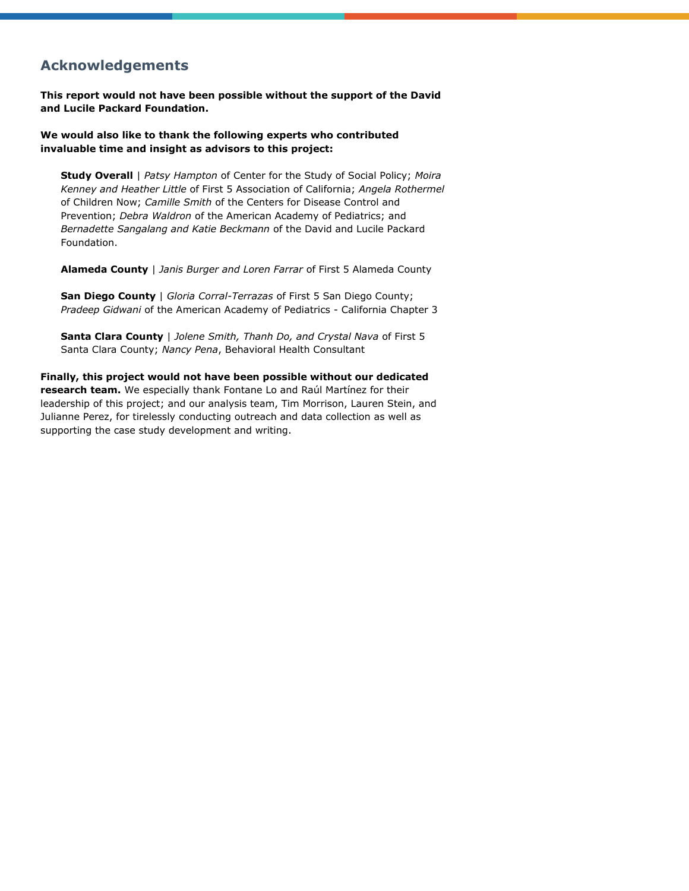## Acknowledgements

**This report would not have been possible without the support of the David and Lucile Packard Foundation.**

**We would also like to thank the following experts who contributed invaluable time and insight as advisors to this project:**

**Study Overall** | *Patsy Hampton* of Center for the Study of Social Policy; *Moira Kenney and Heather Little* of First 5 Association of California; *Angela Rothermel* of Children Now; *Camille Smith* of the Centers for Disease Control and Prevention; *Debra Waldron* of the American Academy of Pediatrics; and *Bernadette Sangalang and Katie Beckmann* of the David and Lucile Packard Foundation.

**Alameda County** | *Janis Burger and Loren Farrar* of First 5 Alameda County

**San Diego County** | *Gloria Corral-Terrazas* of First 5 San Diego County; *Pradeep Gidwani* of the American Academy of Pediatrics - California Chapter 3

**Santa Clara County** | *Jolene Smith, Thanh Do, and Crystal Nava* of First 5 Santa Clara County; *Nancy Pena*, Behavioral Health Consultant

**Finally, this project would not have been possible without our dedicated research team.** We especially thank Fontane Lo and Raúl Martínez for their leadership of this project; and our analysis team, Tim Morrison, Lauren Stein, and Julianne Perez, for tirelessly conducting outreach and data collection as well as supporting the case study development and writing.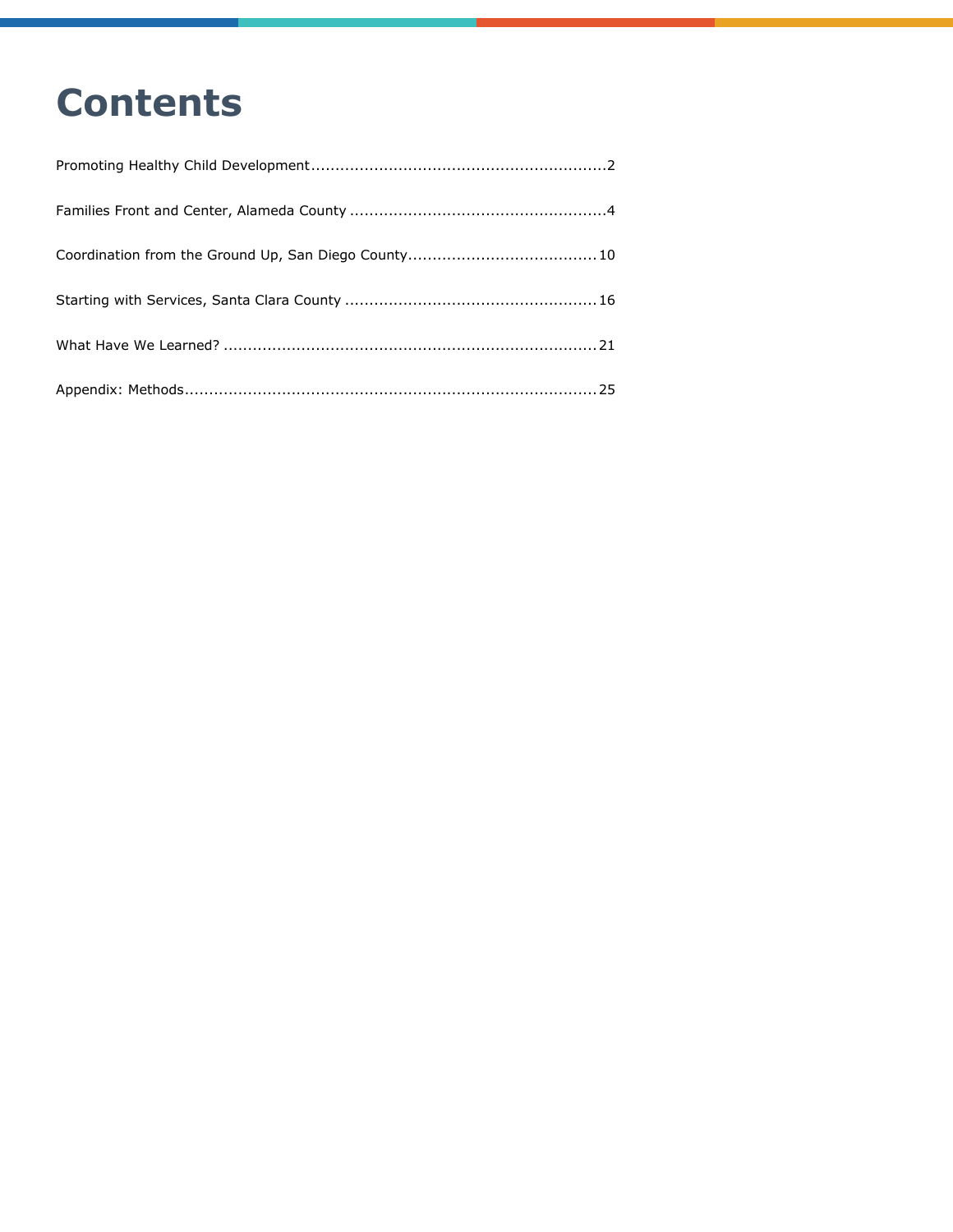# Contents

Promoting Healthy Child Development............................................................2

Families Front and Center, Alameda County ....................................................4

Coordination from the Ground Up, San Diego County.......................................10

Starting with Services, Santa Clara County ...................................................16

What Have We Learned? ............................................................................21

Appendix: Methods....................................................................................25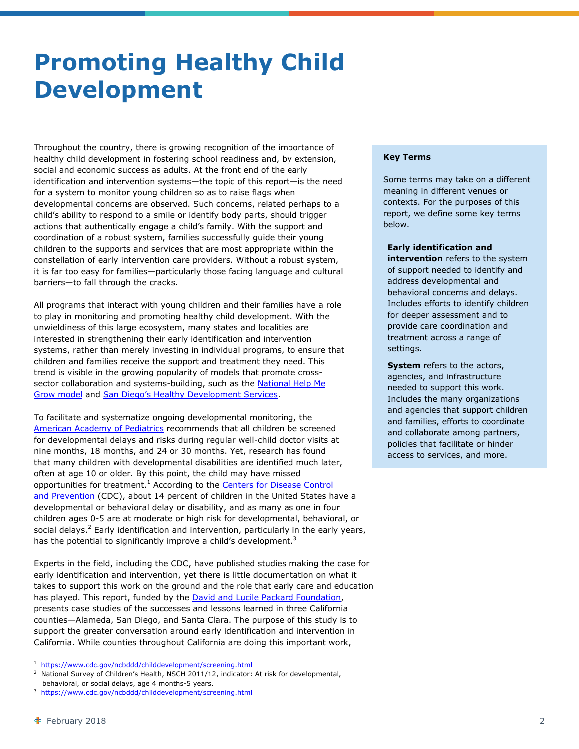# Promoting Healthy Child Development

Throughout the country, there is growing recognition of the importance of healthy child development in fostering school readiness and, by extension, social and economic success as adults. At the front end of the early identification and intervention systems—the topic of this report—is the need for a system to monitor young children so as to raise flags when developmental concerns are observed. Such concerns, related perhaps to a child's ability to respond to a smile or identify body parts, should trigger actions that authentically engage a child's family. With the support and coordination of a robust system, families successfully guide their young children to the supports and services that are most appropriate within the constellation of early intervention care providers. Without a robust system, it is far too easy for families—particularly those facing language and cultural barriers—to fall through the cracks.

All programs that interact with young children and their families have a role to play in monitoring and promoting healthy child development. With the unwieldiness of this large ecosystem, many states and localities are interested in strengthening their early identification and intervention systems, rather than merely investing in individual programs, to ensure that children and families receive the support and treatment they need. This trend is visible in the growing popularity of models that promote cross-sector collaboration and systems-building, such as the National Help Me Grow model and San Diego's Healthy Development Services.

To facilitate and systematize ongoing developmental monitoring, the American Academy of Pediatrics recommends that all children be screened for developmental delays and risks during regular well-child doctor visits at nine months, 18 months, and 24 or 30 months. Yet, research has found that many children with developmental disabilities are identified much later, often at age 10 or older. By this point, the child may have missed opportunities for treatment.[1] According to the Centers for Disease Control and Prevention (CDC), about 14 percent of children in the United States have a developmental or behavioral delay or disability, and as many as one in four children ages 0-5 are at moderate or high risk for developmental, behavioral, or social delays.[2] Early identification and intervention, particularly in the early years, has the potential to significantly improve a child's development.[3]

Experts in the field, including the CDC, have published studies making the case for early identification and intervention, yet there is little documentation on what it takes to support this work on the ground and the role that early care and education has played. This report, funded by the David and Lucile Packard Foundation, presents case studies of the successes and lessons learned in three California counties—Alameda, San Diego, and Santa Clara. The purpose of this study is to support the greater conversation around early identification and intervention in California. While counties throughout California are doing this important work,

> **Key Terms**
>
> Some terms may take on a different meaning in different venues or contexts. For the purposes of this report, we define some key terms below.
>
> **Early identification and intervention** refers to the system of support needed to identify and address developmental and behavioral concerns and delays. Includes efforts to identify children for deeper assessment and to provide care coordination and treatment across a range of settings.
>
> **System** refers to the actors, agencies, and infrastructure needed to support this work. Includes the many organizations and agencies that support children and families, efforts to coordinate and collaborate among partners, policies that facilitate or hinder access to services, and more.

---

[1] https://www.cdc.gov/ncbddd/childdevelopment/screening.html

[2] National Survey of Children's Health, NSCH 2011/12, indicator: At risk for developmental, behavioral, or social delays, age 4 months-5 years.

[3] https://www.cdc.gov/ncbddd/childdevelopment/screening.html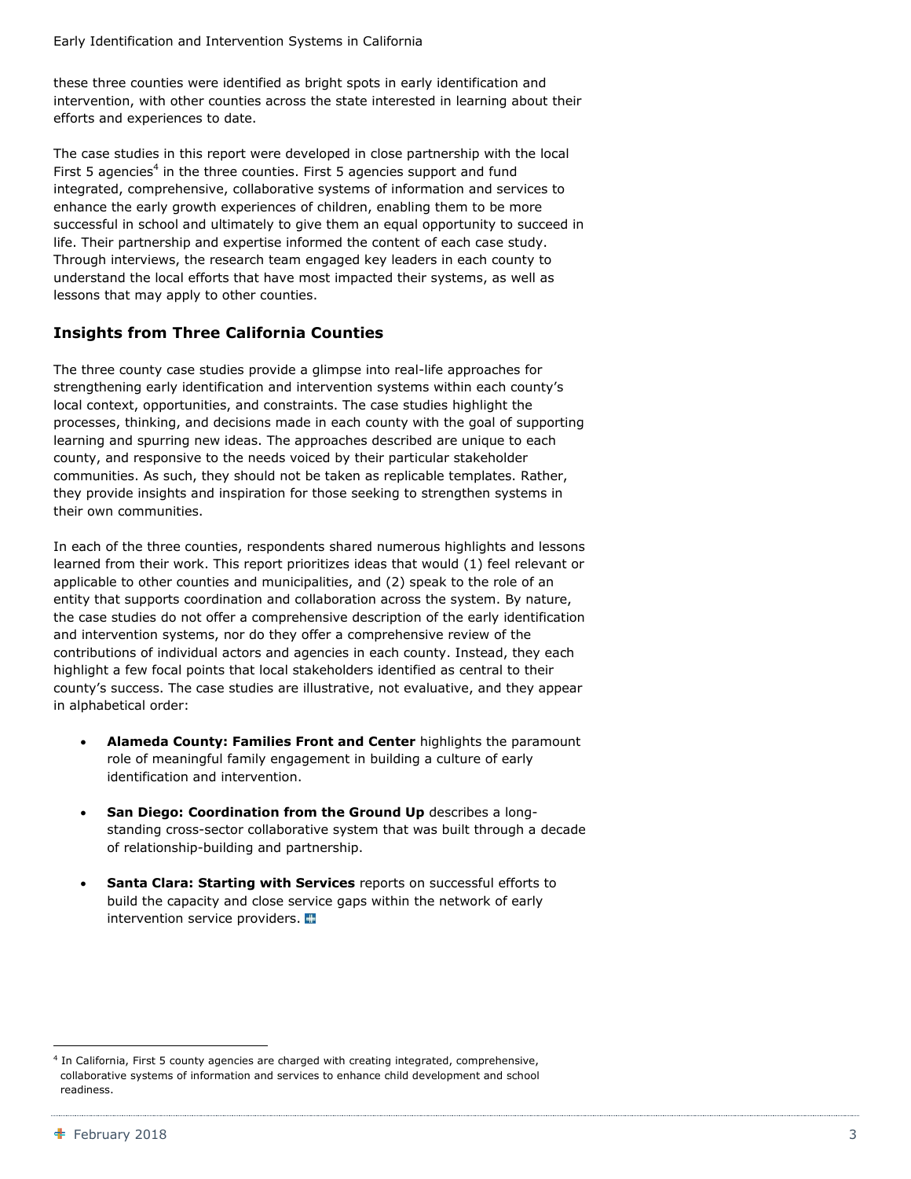these three counties were identified as bright spots in early identification and intervention, with other counties across the state interested in learning about their efforts and experiences to date.

The case studies in this report were developed in close partnership with the local First 5 agencies[4] in the three counties. First 5 agencies support and fund integrated, comprehensive, collaborative systems of information and services to enhance the early growth experiences of children, enabling them to be more successful in school and ultimately to give them an equal opportunity to succeed in life. Their partnership and expertise informed the content of each case study. Through interviews, the research team engaged key leaders in each county to understand the local efforts that have most impacted their systems, as well as lessons that may apply to other counties.

## Insights from Three California Counties

The three county case studies provide a glimpse into real-life approaches for strengthening early identification and intervention systems within each county's local context, opportunities, and constraints. The case studies highlight the processes, thinking, and decisions made in each county with the goal of supporting learning and spurring new ideas. The approaches described are unique to each county, and responsive to the needs voiced by their particular stakeholder communities. As such, they should not be taken as replicable templates. Rather, they provide insights and inspiration for those seeking to strengthen systems in their own communities.

In each of the three counties, respondents shared numerous highlights and lessons learned from their work. This report prioritizes ideas that would (1) feel relevant or applicable to other counties and municipalities, and (2) speak to the role of an entity that supports coordination and collaboration across the system. By nature, the case studies do not offer a comprehensive description of the early identification and intervention systems, nor do they offer a comprehensive review of the contributions of individual actors and agencies in each county. Instead, they each highlight a few focal points that local stakeholders identified as central to their county's success. The case studies are illustrative, not evaluative, and they appear in alphabetical order:

- **Alameda County: Families Front and Center** highlights the paramount role of meaningful family engagement in building a culture of early identification and intervention.
- **San Diego: Coordination from the Ground Up** describes a long-standing cross-sector collaborative system that was built through a decade of relationship-building and partnership.
- **Santa Clara: Starting with Services** reports on successful efforts to build the capacity and close service gaps within the network of early intervention service providers.

[4] In California, First 5 county agencies are charged with creating integrated, comprehensive, collaborative systems of information and services to enhance child development and school readiness.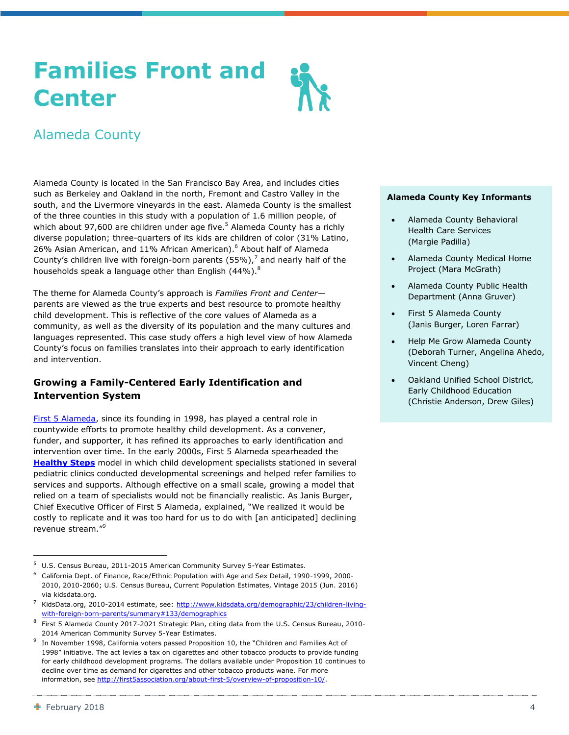# Families Front and Center

## Alameda County

Alameda County is located in the San Francisco Bay Area, and includes cities such as Berkeley and Oakland in the north, Fremont and Castro Valley in the south, and the Livermore vineyards in the east. Alameda County is the smallest of the three counties in this study with a population of 1.6 million people, of which about 97,600 are children under age five.[5] Alameda County has a richly diverse population; three-quarters of its kids are children of color (31% Latino, 26% Asian American, and 11% African American).[6] About half of Alameda County's children live with foreign-born parents (55%),[7] and nearly half of the households speak a language other than English (44%).[8]

The theme for Alameda County's approach is *Families Front and Center*—parents are viewed as the true experts and best resource to promote healthy child development. This is reflective of the core values of Alameda as a community, as well as the diversity of its population and the many cultures and languages represented. This case study offers a high level view of how Alameda County's focus on families translates into their approach to early identification and intervention.

**Alameda County Key Informants**

- Alameda County Behavioral Health Care Services (Margie Padilla)
- Alameda County Medical Home Project (Mara McGrath)
- Alameda County Public Health Department (Anna Gruver)
- First 5 Alameda County (Janis Burger, Loren Farrar)
- Help Me Grow Alameda County (Deborah Turner, Angelina Ahedo, Vincent Cheng)
- Oakland Unified School District, Early Childhood Education (Christie Anderson, Drew Giles)

### Growing a Family-Centered Early Identification and Intervention System

First 5 Alameda, since its founding in 1998, has played a central role in countywide efforts to promote healthy child development. As a convener, funder, and supporter, it has refined its approaches to early identification and intervention over time. In the early 2000s, First 5 Alameda spearheaded the **Healthy Steps** model in which child development specialists stationed in several pediatric clinics conducted developmental screenings and helped refer families to services and supports. Although effective on a small scale, growing a model that relied on a team of specialists would not be financially realistic. As Janis Burger, Chief Executive Officer of First 5 Alameda, explained, "We realized it would be costly to replicate and it was too hard for us to do with [an anticipated] declining revenue stream."[9]

---

5 U.S. Census Bureau, 2011-2015 American Community Survey 5-Year Estimates.

6 California Dept. of Finance, Race/Ethnic Population with Age and Sex Detail, 1990-1999, 2000-2010, 2010-2060; U.S. Census Bureau, Current Population Estimates, Vintage 2015 (Jun. 2016) via kidsdata.org.

7 KidsData.org, 2010-2014 estimate, see: http://www.kidsdata.org/demographic/23/children-living-with-foreign-born-parents/summary#133/demographics

8 First 5 Alameda County 2017-2021 Strategic Plan, citing data from the U.S. Census Bureau, 2010-2014 American Community Survey 5-Year Estimates.

9 In November 1998, California voters passed Proposition 10, the "Children and Families Act of 1998" initiative. The act levies a tax on cigarettes and other tobacco products to provide funding for early childhood development programs. The dollars available under Proposition 10 continues to decline over time as demand for cigarettes and other tobacco products wane. For more information, see http://first5association.org/about-first-5/overview-of-proposition-10/.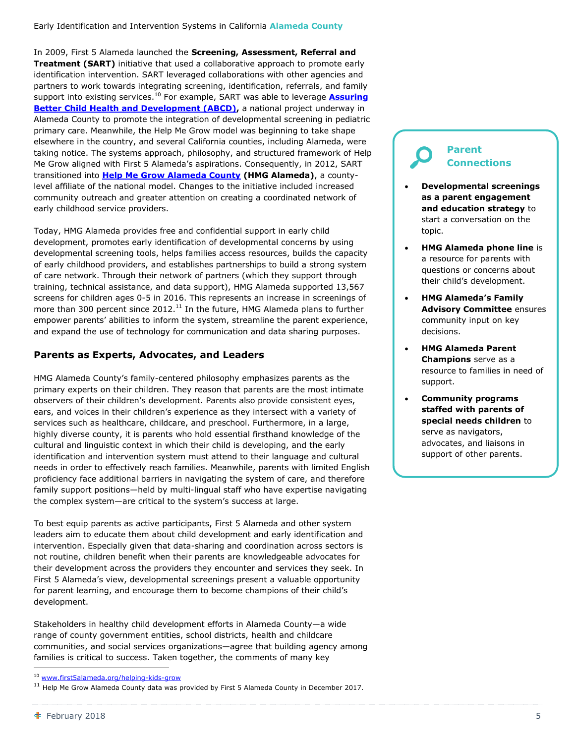In 2009, First 5 Alameda launched the **Screening, Assessment, Referral and Treatment (SART)** initiative that used a collaborative approach to promote early identification intervention. SART leveraged collaborations with other agencies and partners to work towards integrating screening, identification, referrals, and family support into existing services.[10] For example, SART was able to leverage **Assuring Better Child Health and Development (ABCD)**, a national project underway in Alameda County to promote the integration of developmental screening in pediatric primary care. Meanwhile, the Help Me Grow model was beginning to take shape elsewhere in the country, and several California counties, including Alameda, were taking notice. The systems approach, philosophy, and structured framework of Help Me Grow aligned with First 5 Alameda's aspirations. Consequently, in 2012, SART transitioned into **Help Me Grow Alameda County** **(HMG Alameda)**, a county-level affiliate of the national model. Changes to the initiative included increased community outreach and greater attention on creating a coordinated network of early childhood service providers.

Today, HMG Alameda provides free and confidential support in early child development, promotes early identification of developmental concerns by using developmental screening tools, helps families access resources, builds the capacity of early childhood providers, and establishes partnerships to build a strong system of care network. Through their network of partners (which they support through training, technical assistance, and data support), HMG Alameda supported 13,567 screens for children ages 0-5 in 2016. This represents an increase in screenings of more than 300 percent since 2012.[11] In the future, HMG Alameda plans to further empower parents' abilities to inform the system, streamline the parent experience, and expand the use of technology for communication and data sharing purposes.

## Parents as Experts, Advocates, and Leaders

HMG Alameda County's family-centered philosophy emphasizes parents as the primary experts on their children. They reason that parents are the most intimate observers of their children's development. Parents also provide consistent eyes, ears, and voices in their children's experience as they intersect with a variety of services such as healthcare, childcare, and preschool. Furthermore, in a large, highly diverse county, it is parents who hold essential firsthand knowledge of the cultural and linguistic context in which their child is developing, and the early identification and intervention system must attend to their language and cultural needs in order to effectively reach families. Meanwhile, parents with limited English proficiency face additional barriers in navigating the system of care, and therefore family support positions—held by multi-lingual staff who have expertise navigating the complex system—are critical to the system's success at large.

To best equip parents as active participants, First 5 Alameda and other system leaders aim to educate them about child development and early identification and intervention. Especially given that data-sharing and coordination across sectors is not routine, children benefit when their parents are knowledgeable advocates for their development across the providers they encounter and services they seek. In First 5 Alameda's view, developmental screenings present a valuable opportunity for parent learning, and encourage them to become champions of their child's development.

Stakeholders in healthy child development efforts in Alameda County—a wide range of county government entities, school districts, health and childcare communities, and social services organizations—agree that building agency among families is critical to success. Taken together, the comments of many key

### Parent Connections

- **Developmental screenings as a parent engagement and education strategy** to start a conversation on the topic.
- **HMG Alameda phone line** is a resource for parents with questions or concerns about their child's development.
- **HMG Alameda's Family Advisory Committee** ensures community input on key decisions.
- **HMG Alameda Parent Champions** serve as a resource to families in need of support.
- **Community programs staffed with parents of special needs children** to serve as navigators, advocates, and liaisons in support of other parents.

---

[10] www.first5alameda.org/helping-kids-grow

[11] Help Me Grow Alameda County data was provided by First 5 Alameda County in December 2017.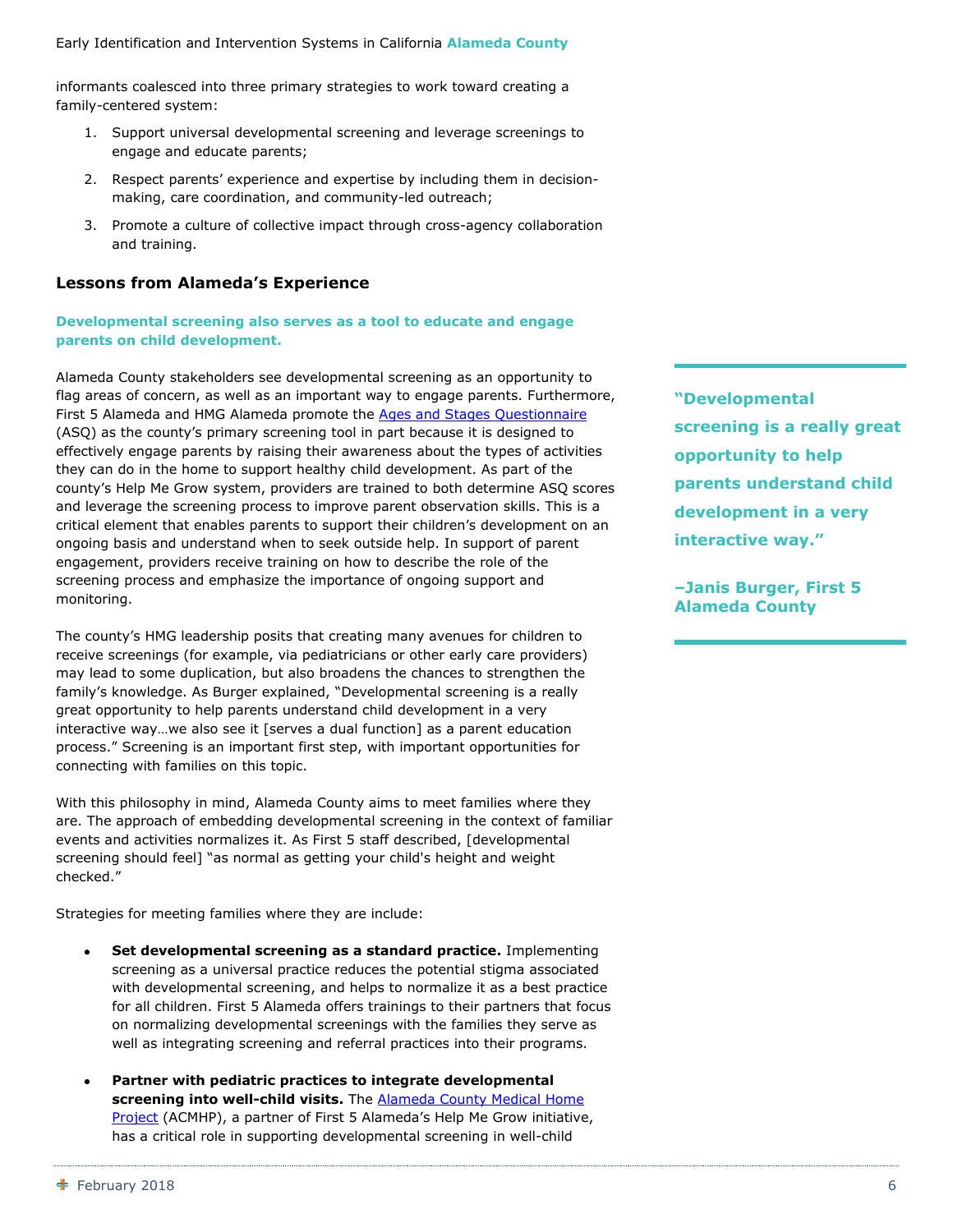informants coalesced into three primary strategies to work toward creating a family-centered system:

1. Support universal developmental screening and leverage screenings to engage and educate parents;
2. Respect parents' experience and expertise by including them in decision-making, care coordination, and community-led outreach;
3. Promote a culture of collective impact through cross-agency collaboration and training.

## Lessons from Alameda's Experience

**Developmental screening also serves as a tool to educate and engage parents on child development.**

Alameda County stakeholders see developmental screening as an opportunity to flag areas of concern, as well as an important way to engage parents. Furthermore, First 5 Alameda and HMG Alameda promote the [Ages and Stages Questionnaire] (ASQ) as the county's primary screening tool in part because it is designed to effectively engage parents by raising their awareness about the types of activities they can do in the home to support healthy child development. As part of the county's Help Me Grow system, providers are trained to both determine ASQ scores and leverage the screening process to improve parent observation skills. This is a critical element that enables parents to support their children's development on an ongoing basis and understand when to seek outside help. In support of parent engagement, providers receive training on how to describe the role of the screening process and emphasize the importance of ongoing support and monitoring.

> **"Developmental screening is a really great opportunity to help parents understand child development in a very interactive way."**
>
> **–Janis Burger, First 5 Alameda County**

The county's HMG leadership posits that creating many avenues for children to receive screenings (for example, via pediatricians or other early care providers) may lead to some duplication, but also broadens the chances to strengthen the family's knowledge. As Burger explained, "Developmental screening is a really great opportunity to help parents understand child development in a very interactive way…we also see it [serves a dual function] as a parent education process." Screening is an important first step, with important opportunities for connecting with families on this topic.

With this philosophy in mind, Alameda County aims to meet families where they are. The approach of embedding developmental screening in the context of familiar events and activities normalizes it. As First 5 staff described, [developmental screening should feel] "as normal as getting your child's height and weight checked."

Strategies for meeting families where they are include:

- **Set developmental screening as a standard practice.** Implementing screening as a universal practice reduces the potential stigma associated with developmental screening, and helps to normalize it as a best practice for all children. First 5 Alameda offers trainings to their partners that focus on normalizing developmental screenings with the families they serve as well as integrating screening and referral practices into their programs.

- **Partner with pediatric practices to integrate developmental screening into well-child visits.** The [Alameda County Medical Home Project] (ACMHP), a partner of First 5 Alameda's Help Me Grow initiative, has a critical role in supporting developmental screening in well-child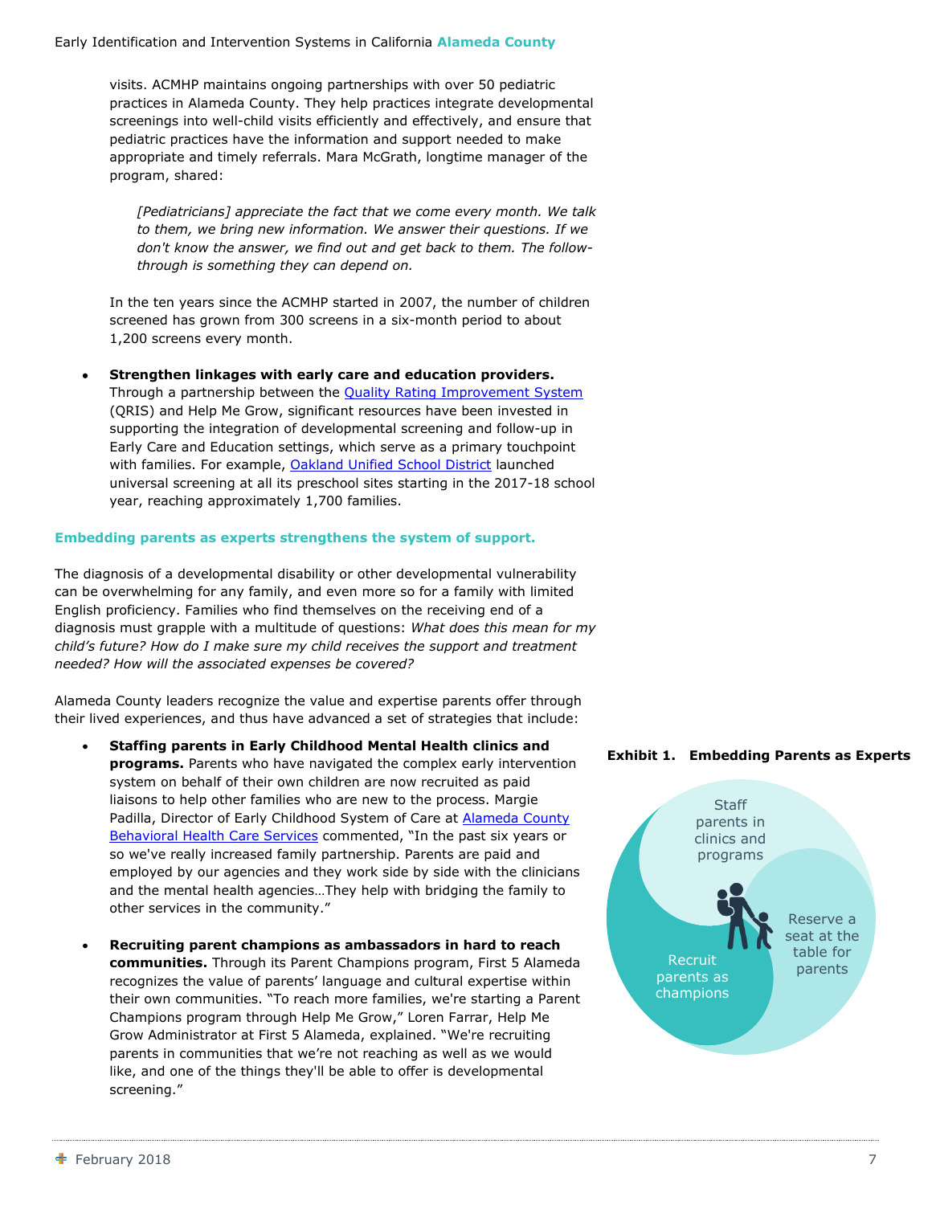visits. ACMHP maintains ongoing partnerships with over 50 pediatric practices in Alameda County. They help practices integrate developmental screenings into well-child visits efficiently and effectively, and ensure that pediatric practices have the information and support needed to make appropriate and timely referrals. Mara McGrath, longtime manager of the program, shared:

> *[Pediatricians] appreciate the fact that we come every month. We talk to them, we bring new information. We answer their questions. If we don't know the answer, we find out and get back to them. The follow-through is something they can depend on.*

In the ten years since the ACMHP started in 2007, the number of children screened has grown from 300 screens in a six-month period to about 1,200 screens every month.

- **Strengthen linkages with early care and education providers.** Through a partnership between the Quality Rating Improvement System (QRIS) and Help Me Grow, significant resources have been invested in supporting the integration of developmental screening and follow-up in Early Care and Education settings, which serve as a primary touchpoint with families. For example, Oakland Unified School District launched universal screening at all its preschool sites starting in the 2017-18 school year, reaching approximately 1,700 families.

## Embedding parents as experts strengthens the system of support.

The diagnosis of a developmental disability or other developmental vulnerability can be overwhelming for any family, and even more so for a family with limited English proficiency. Families who find themselves on the receiving end of a diagnosis must grapple with a multitude of questions: *What does this mean for my child's future? How do I make sure my child receives the support and treatment needed? How will the associated expenses be covered?*

Alameda County leaders recognize the value and expertise parents offer through their lived experiences, and thus have advanced a set of strategies that include:

- **Staffing parents in Early Childhood Mental Health clinics and programs.** Parents who have navigated the complex early intervention system on behalf of their own children are now recruited as paid liaisons to help other families who are new to the process. Margie Padilla, Director of Early Childhood System of Care at Alameda County Behavioral Health Care Services commented, "In the past six years or so we've really increased family partnership. Parents are paid and employed by our agencies and they work side by side with the clinicians and the mental health agencies…They help with bridging the family to other services in the community."

- **Recruiting parent champions as ambassadors in hard to reach communities.** Through its Parent Champions program, First 5 Alameda recognizes the value of parents' language and cultural expertise within their own communities. "To reach more families, we're starting a Parent Champions program through Help Me Grow," Loren Farrar, Help Me Grow Administrator at First 5 Alameda, explained. "We're recruiting parents in communities that we're not reaching as well as we would like, and one of the things they'll be able to offer is developmental screening."

**Exhibit 1. Embedding Parents as Experts**

Staff parents in clinics and programs

Reserve a seat at the table for parents

Recruit parents as champions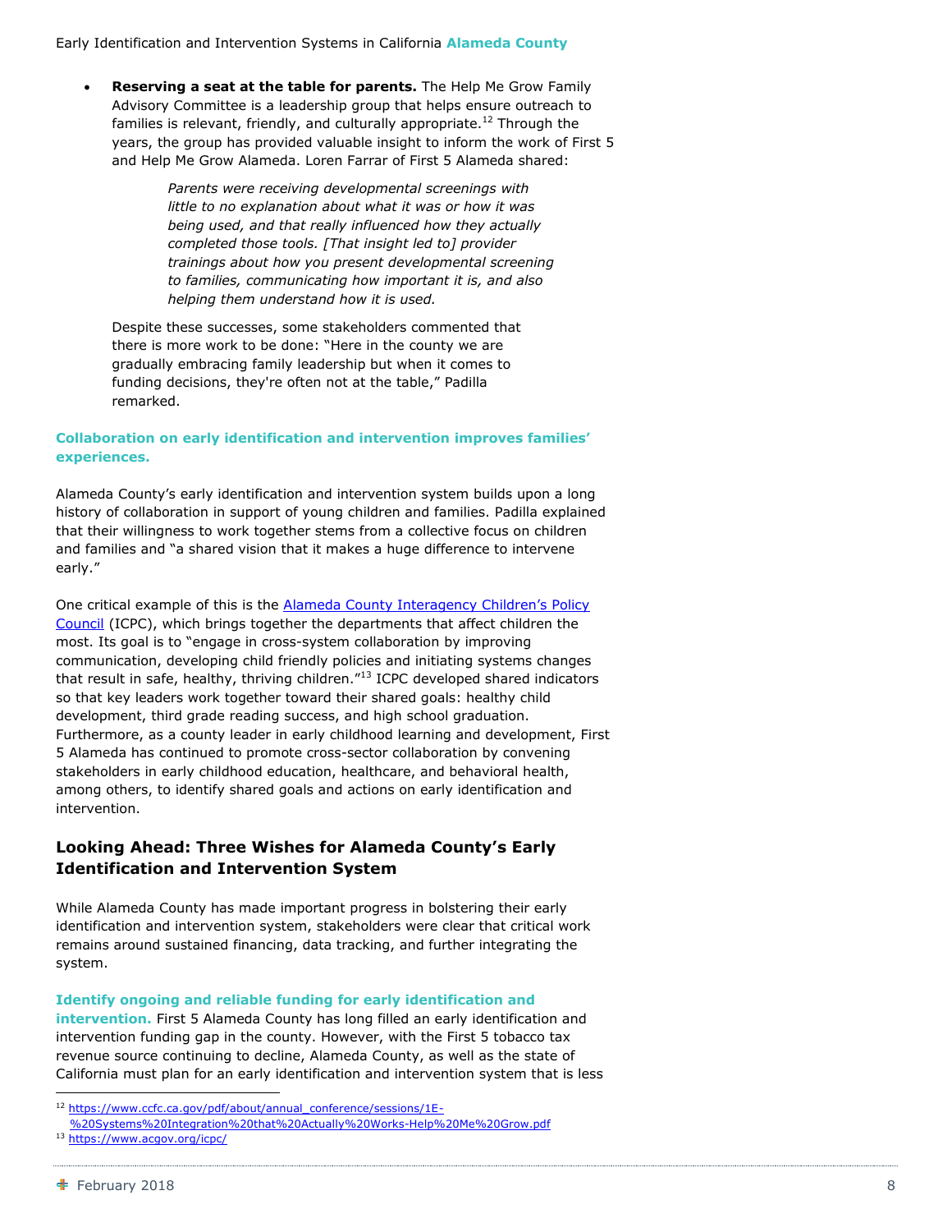- **Reserving a seat at the table for parents.** The Help Me Grow Family Advisory Committee is a leadership group that helps ensure outreach to families is relevant, friendly, and culturally appropriate.[12] Through the years, the group has provided valuable insight to inform the work of First 5 and Help Me Grow Alameda. Loren Farrar of First 5 Alameda shared:

  > *Parents were receiving developmental screenings with little to no explanation about what it was or how it was being used, and that really influenced how they actually completed those tools. [That insight led to] provider trainings about how you present developmental screening to families, communicating how important it is, and also helping them understand how it is used.*

  Despite these successes, some stakeholders commented that there is more work to be done: "Here in the county we are gradually embracing family leadership but when it comes to funding decisions, they're often not at the table," Padilla remarked.

### Collaboration on early identification and intervention improves families' experiences.

Alameda County's early identification and intervention system builds upon a long history of collaboration in support of young children and families. Padilla explained that their willingness to work together stems from a collective focus on children and families and "a shared vision that it makes a huge difference to intervene early."

One critical example of this is the [Alameda County Interagency Children's Policy Council](https://www.acgov.org/icpc/) (ICPC), which brings together the departments that affect children the most. Its goal is to "engage in cross-system collaboration by improving communication, developing child friendly policies and initiating systems changes that result in safe, healthy, thriving children."[13] ICPC developed shared indicators so that key leaders work together toward their shared goals: healthy child development, third grade reading success, and high school graduation. Furthermore, as a county leader in early childhood learning and development, First 5 Alameda has continued to promote cross-sector collaboration by convening stakeholders in early childhood education, healthcare, and behavioral health, among others, to identify shared goals and actions on early identification and intervention.

## Looking Ahead: Three Wishes for Alameda County's Early Identification and Intervention System

While Alameda County has made important progress in bolstering their early identification and intervention system, stakeholders were clear that critical work remains around sustained financing, data tracking, and further integrating the system.

**Identify ongoing and reliable funding for early identification and intervention.** First 5 Alameda County has long filled an early identification and intervention funding gap in the county. However, with the First 5 tobacco tax revenue source continuing to decline, Alameda County, as well as the state of California must plan for an early identification and intervention system that is less

---

[12] https://www.ccfc.ca.gov/pdf/about/annual_conference/sessions/1E-%20Systems%20Integration%20that%20Actually%20Works-Help%20Me%20Grow.pdf

[13] https://www.acgov.org/icpc/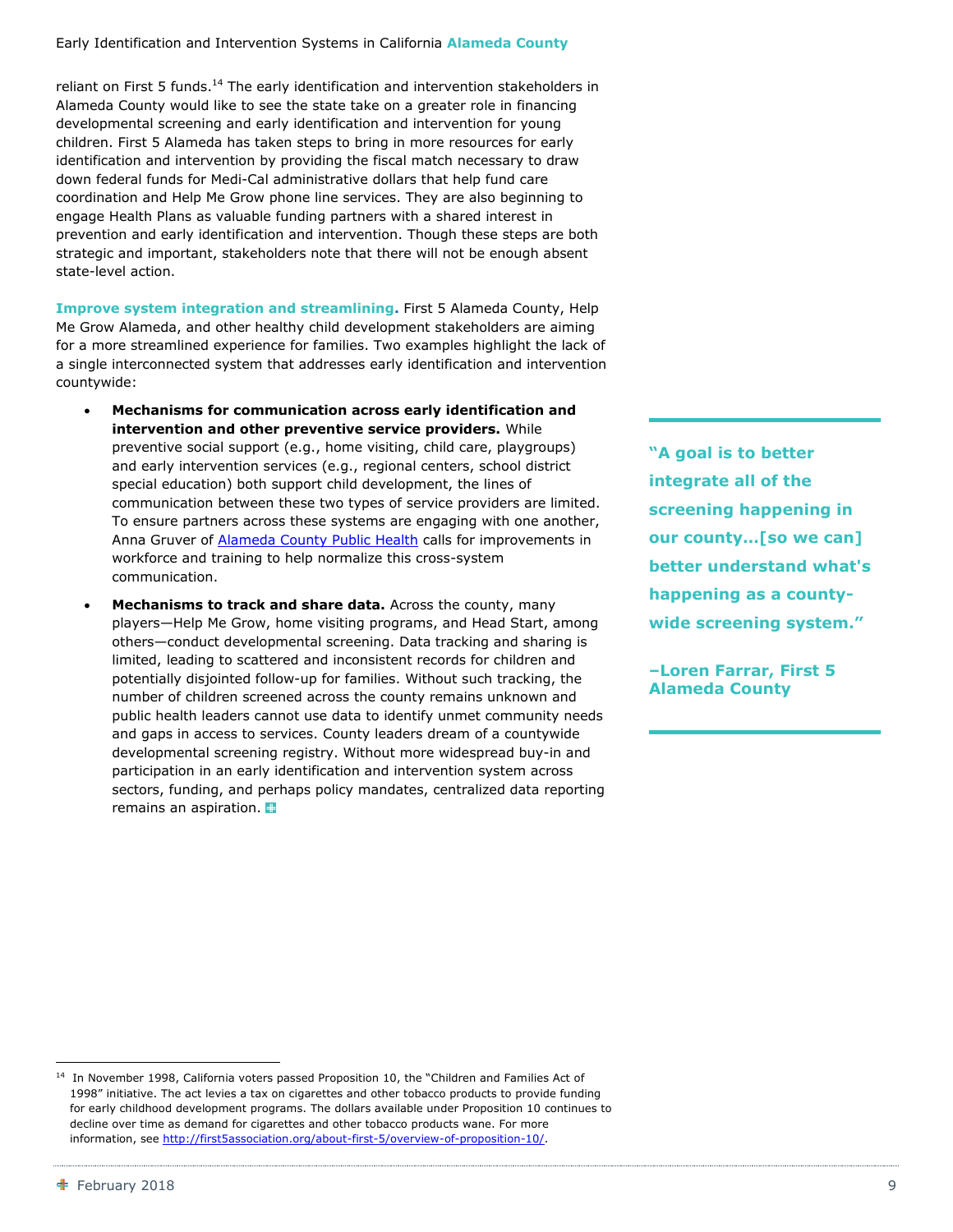reliant on First 5 funds.[14] The early identification and intervention stakeholders in Alameda County would like to see the state take on a greater role in financing developmental screening and early identification and intervention for young children. First 5 Alameda has taken steps to bring in more resources for early identification and intervention by providing the fiscal match necessary to draw down federal funds for Medi-Cal administrative dollars that help fund care coordination and Help Me Grow phone line services. They are also beginning to engage Health Plans as valuable funding partners with a shared interest in prevention and early identification and intervention. Though these steps are both strategic and important, stakeholders note that there will not be enough absent state-level action.

**Improve system integration and streamlining.** First 5 Alameda County, Help Me Grow Alameda, and other healthy child development stakeholders are aiming for a more streamlined experience for families. Two examples highlight the lack of a single interconnected system that addresses early identification and intervention countywide:

- **Mechanisms for communication across early identification and intervention and other preventive service providers.** While preventive social support (e.g., home visiting, child care, playgroups) and early intervention services (e.g., regional centers, school district special education) both support child development, the lines of communication between these two types of service providers are limited. To ensure partners across these systems are engaging with one another, Anna Gruver of [Alameda County Public Health](http://www.acphd.org/) calls for improvements in workforce and training to help normalize this cross-system communication.
- **Mechanisms to track and share data.** Across the county, many players—Help Me Grow, home visiting programs, and Head Start, among others—conduct developmental screening. Data tracking and sharing is limited, leading to scattered and inconsistent records for children and potentially disjointed follow-up for families. Without such tracking, the number of children screened across the county remains unknown and public health leaders cannot use data to identify unmet community needs and gaps in access to services. County leaders dream of a countywide developmental screening registry. Without more widespread buy-in and participation in an early identification and intervention system across sectors, funding, and perhaps policy mandates, centralized data reporting remains an aspiration.

> **"A goal is to better integrate all of the screening happening in our county…[so we can] better understand what's happening as a county-wide screening system."**
>
> **–Loren Farrar, First 5 Alameda County**

[14] In November 1998, California voters passed Proposition 10, the "Children and Families Act of 1998" initiative. The act levies a tax on cigarettes and other tobacco products to provide funding for early childhood development programs. The dollars available under Proposition 10 continues to decline over time as demand for cigarettes and other tobacco products wane. For more information, see http://first5association.org/about-first-5/overview-of-proposition-10/.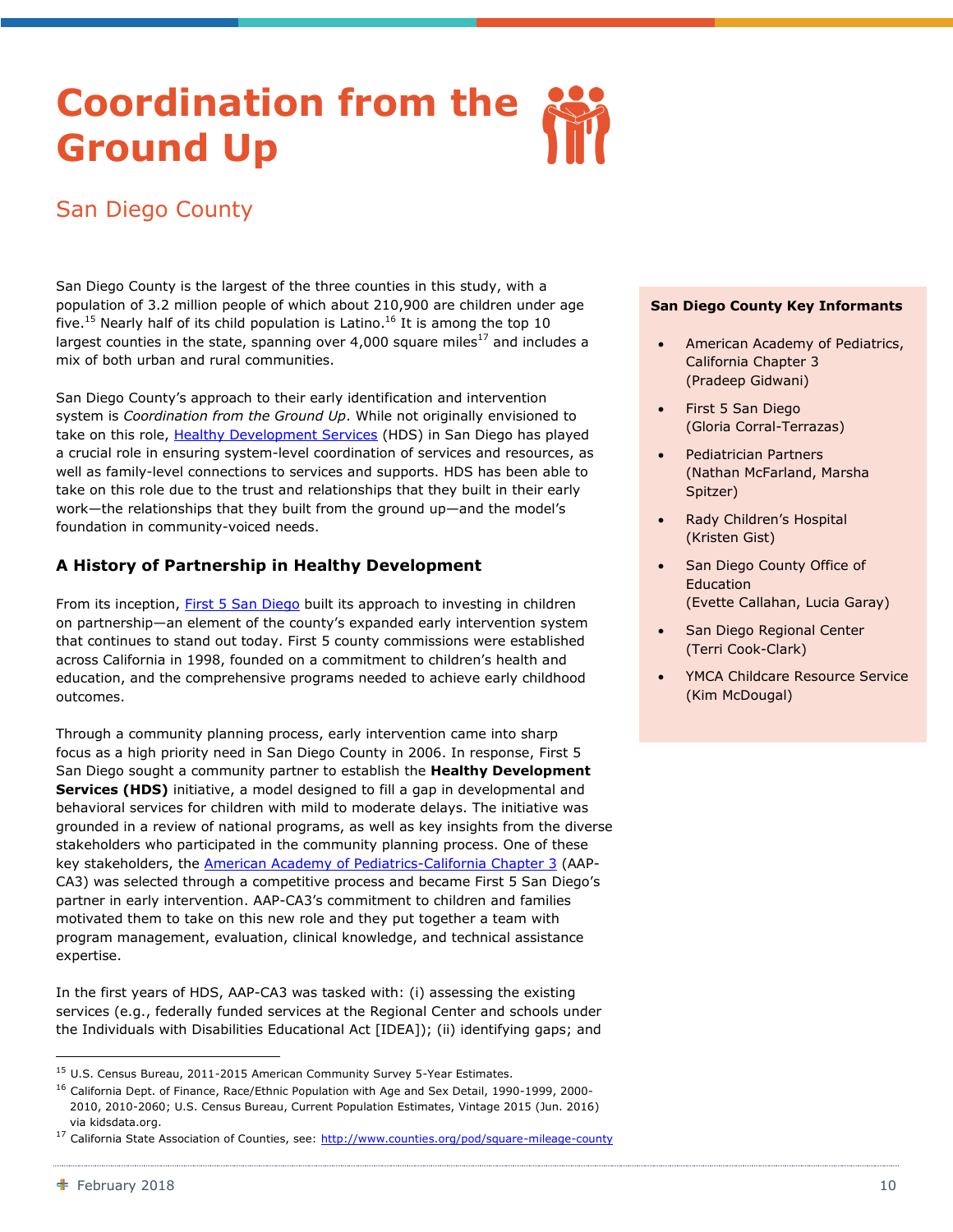# Coordination from the Ground Up

## San Diego County

San Diego County is the largest of the three counties in this study, with a population of 3.2 million people of which about 210,900 are children under age five.[15] Nearly half of its child population is Latino.[16] It is among the top 10 largest counties in the state, spanning over 4,000 square miles[17] and includes a mix of both urban and rural communities.

San Diego County's approach to their early identification and intervention system is *Coordination from the Ground Up*. While not originally envisioned to take on this role, Healthy Development Services (HDS) in San Diego has played a crucial role in ensuring system-level coordination of services and resources, as well as family-level connections to services and supports. HDS has been able to take on this role due to the trust and relationships that they built in their early work—the relationships that they built from the ground up—and the model's foundation in community-voiced needs.

**San Diego County Key Informants**

- American Academy of Pediatrics, California Chapter 3 (Pradeep Gidwani)
- First 5 San Diego (Gloria Corral-Terrazas)
- Pediatrician Partners (Nathan McFarland, Marsha Spitzer)
- Rady Children's Hospital (Kristen Gist)
- San Diego County Office of Education (Evette Callahan, Lucia Garay)
- San Diego Regional Center (Terri Cook-Clark)
- YMCA Childcare Resource Service (Kim McDougal)

### A History of Partnership in Healthy Development

From its inception, First 5 San Diego built its approach to investing in children on partnership—an element of the county's expanded early intervention system that continues to stand out today. First 5 county commissions were established across California in 1998, founded on a commitment to children's health and education, and the comprehensive programs needed to achieve early childhood outcomes.

Through a community planning process, early intervention came into sharp focus as a high priority need in San Diego County in 2006. In response, First 5 San Diego sought a community partner to establish the **Healthy Development Services (HDS)** initiative, a model designed to fill a gap in developmental and behavioral services for children with mild to moderate delays. The initiative was grounded in a review of national programs, as well as key insights from the diverse stakeholders who participated in the community planning process. One of these key stakeholders, the American Academy of Pediatrics-California Chapter 3 (AAP-CA3) was selected through a competitive process and became First 5 San Diego's partner in early intervention. AAP-CA3's commitment to children and families motivated them to take on this new role and they put together a team with program management, evaluation, clinical knowledge, and technical assistance expertise.

In the first years of HDS, AAP-CA3 was tasked with: (i) assessing the existing services (e.g., federally funded services at the Regional Center and schools under the Individuals with Disabilities Educational Act [IDEA]); (ii) identifying gaps; and

[15] U.S. Census Bureau, 2011-2015 American Community Survey 5-Year Estimates.

[16] California Dept. of Finance, Race/Ethnic Population with Age and Sex Detail, 1990-1999, 2000-2010, 2010-2060; U.S. Census Bureau, Current Population Estimates, Vintage 2015 (Jun. 2016) via kidsdata.org.

[17] California State Association of Counties, see: http://www.counties.org/pod/square-mileage-county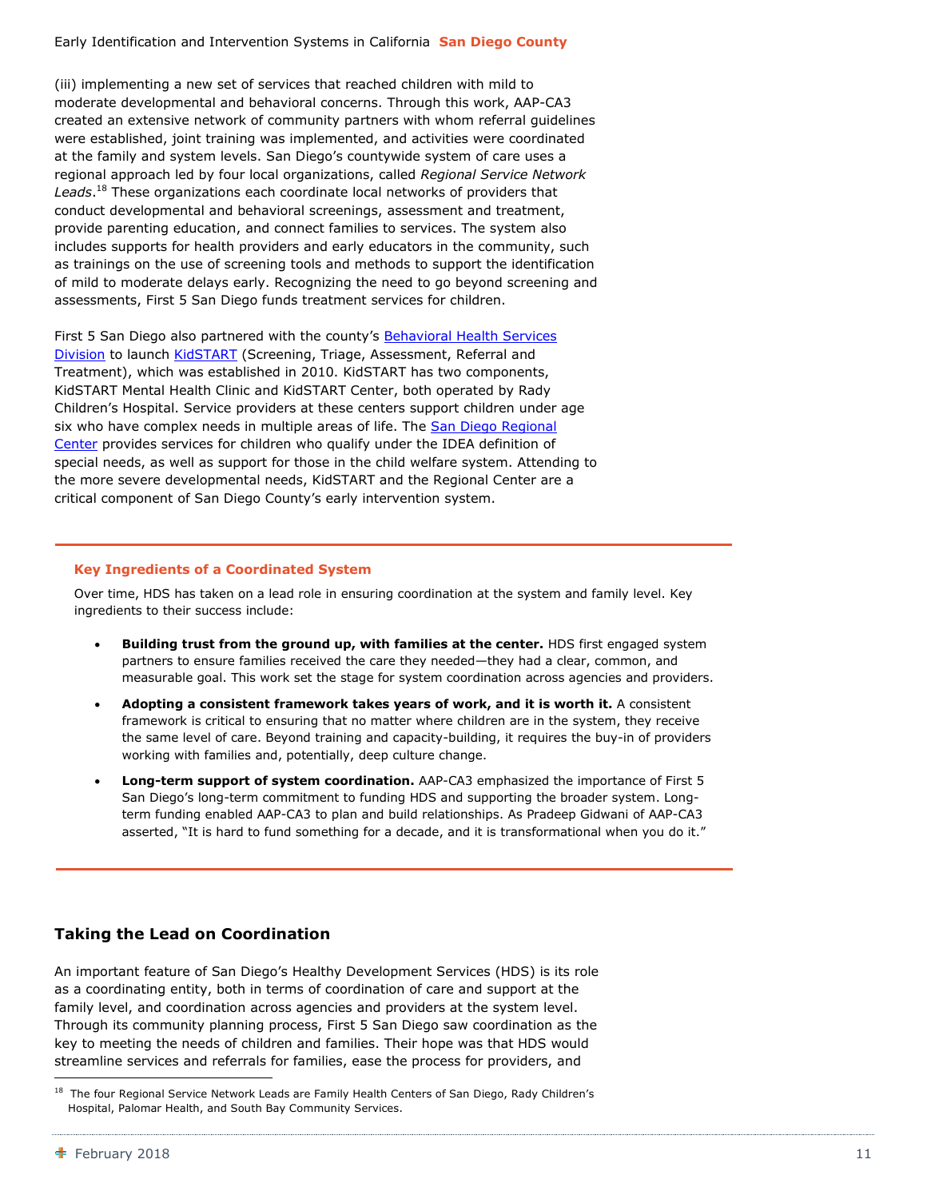(iii) implementing a new set of services that reached children with mild to moderate developmental and behavioral concerns. Through this work, AAP-CA3 created an extensive network of community partners with whom referral guidelines were established, joint training was implemented, and activities were coordinated at the family and system levels. San Diego's countywide system of care uses a regional approach led by four local organizations, called *Regional Service Network Leads*.[18] These organizations each coordinate local networks of providers that conduct developmental and behavioral screenings, assessment and treatment, provide parenting education, and connect families to services. The system also includes supports for health providers and early educators in the community, such as trainings on the use of screening tools and methods to support the identification of mild to moderate delays early. Recognizing the need to go beyond screening and assessments, First 5 San Diego funds treatment services for children.

First 5 San Diego also partnered with the county's Behavioral Health Services Division to launch KidSTART (Screening, Triage, Assessment, Referral and Treatment), which was established in 2010. KidSTART has two components, KidSTART Mental Health Clinic and KidSTART Center, both operated by Rady Children's Hospital. Service providers at these centers support children under age six who have complex needs in multiple areas of life. The San Diego Regional Center provides services for children who qualify under the IDEA definition of special needs, as well as support for those in the child welfare system. Attending to the more severe developmental needs, KidSTART and the Regional Center are a critical component of San Diego County's early intervention system.

---

### Key Ingredients of a Coordinated System

Over time, HDS has taken on a lead role in ensuring coordination at the system and family level. Key ingredients to their success include:

- **Building trust from the ground up, with families at the center.** HDS first engaged system partners to ensure families received the care they needed—they had a clear, common, and measurable goal. This work set the stage for system coordination across agencies and providers.
- **Adopting a consistent framework takes years of work, and it is worth it.** A consistent framework is critical to ensuring that no matter where children are in the system, they receive the same level of care. Beyond training and capacity-building, it requires the buy-in of providers working with families and, potentially, deep culture change.
- **Long-term support of system coordination.** AAP-CA3 emphasized the importance of First 5 San Diego's long-term commitment to funding HDS and supporting the broader system. Long-term funding enabled AAP-CA3 to plan and build relationships. As Pradeep Gidwani of AAP-CA3 asserted, "It is hard to fund something for a decade, and it is transformational when you do it."

---

## Taking the Lead on Coordination

An important feature of San Diego's Healthy Development Services (HDS) is its role as a coordinating entity, both in terms of coordination of care and support at the family level, and coordination across agencies and providers at the system level. Through its community planning process, First 5 San Diego saw coordination as the key to meeting the needs of children and families. Their hope was that HDS would streamline services and referrals for families, ease the process for providers, and

---

[18] The four Regional Service Network Leads are Family Health Centers of San Diego, Rady Children's Hospital, Palomar Health, and South Bay Community Services.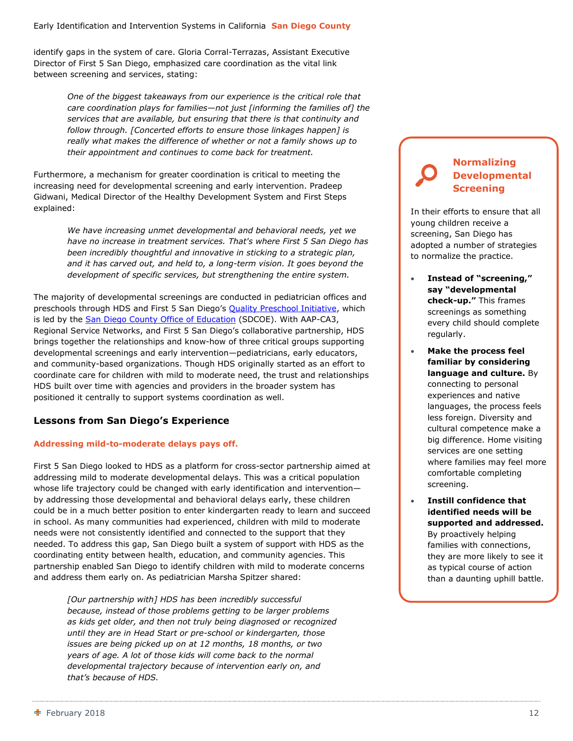identify gaps in the system of care. Gloria Corral-Terrazas, Assistant Executive Director of First 5 San Diego, emphasized care coordination as the vital link between screening and services, stating:

> *One of the biggest takeaways from our experience is the critical role that care coordination plays for families—not just [informing the families of] the services that are available, but ensuring that there is that continuity and follow through. [Concerted efforts to ensure those linkages happen] is really what makes the difference of whether or not a family shows up to their appointment and continues to come back for treatment.*

Furthermore, a mechanism for greater coordination is critical to meeting the increasing need for developmental screening and early intervention. Pradeep Gidwani, Medical Director of the Healthy Development System and First Steps explained:

> *We have increasing unmet developmental and behavioral needs, yet we have no increase in treatment services. That's where First 5 San Diego has been incredibly thoughtful and innovative in sticking to a strategic plan, and it has carved out, and held to, a long-term vision. It goes beyond the development of specific services, but strengthening the entire system.*

The majority of developmental screenings are conducted in pediatrician offices and preschools through HDS and First 5 San Diego's [Quality Preschool Initiative](), which is led by the [San Diego County Office of Education]() (SDCOE). With AAP-CA3, Regional Service Networks, and First 5 San Diego's collaborative partnership, HDS brings together the relationships and know-how of three critical groups supporting developmental screenings and early intervention—pediatricians, early educators, and community-based organizations. Though HDS originally started as an effort to coordinate care for children with mild to moderate need, the trust and relationships HDS built over time with agencies and providers in the broader system has positioned it centrally to support systems coordination as well.

## Lessons from San Diego's Experience

**Addressing mild-to-moderate delays pays off.**

First 5 San Diego looked to HDS as a platform for cross-sector partnership aimed at addressing mild to moderate developmental delays. This was a critical population whose life trajectory could be changed with early identification and intervention—by addressing those developmental and behavioral delays early, these children could be in a much better position to enter kindergarten ready to learn and succeed in school. As many communities had experienced, children with mild to moderate needs were not consistently identified and connected to the support that they needed. To address this gap, San Diego built a system of support with HDS as the coordinating entity between health, education, and community agencies. This partnership enabled San Diego to identify children with mild to moderate concerns and address them early on. As pediatrician Marsha Spitzer shared:

> *[Our partnership with] HDS has been incredibly successful because, instead of those problems getting to be larger problems as kids get older, and then not truly being diagnosed or recognized until they are in Head Start or pre-school or kindergarten, those issues are being picked up on at 12 months, 18 months, or two years of age. A lot of those kids will come back to the normal developmental trajectory because of intervention early on, and that's because of HDS.*

### Normalizing Developmental Screening

In their efforts to ensure that all young children receive a screening, San Diego has adopted a number of strategies to normalize the practice.

- **Instead of "screening," say "developmental check-up."** This frames screenings as something every child should complete regularly.
- **Make the process feel familiar by considering language and culture.** By connecting to personal experiences and native languages, the process feels less foreign. Diversity and cultural competence make a big difference. Home visiting services are one setting where families may feel more comfortable completing screening.
- **Instill confidence that identified needs will be supported and addressed.** By proactively helping families with connections, they are more likely to see it as typical course of action than a daunting uphill battle.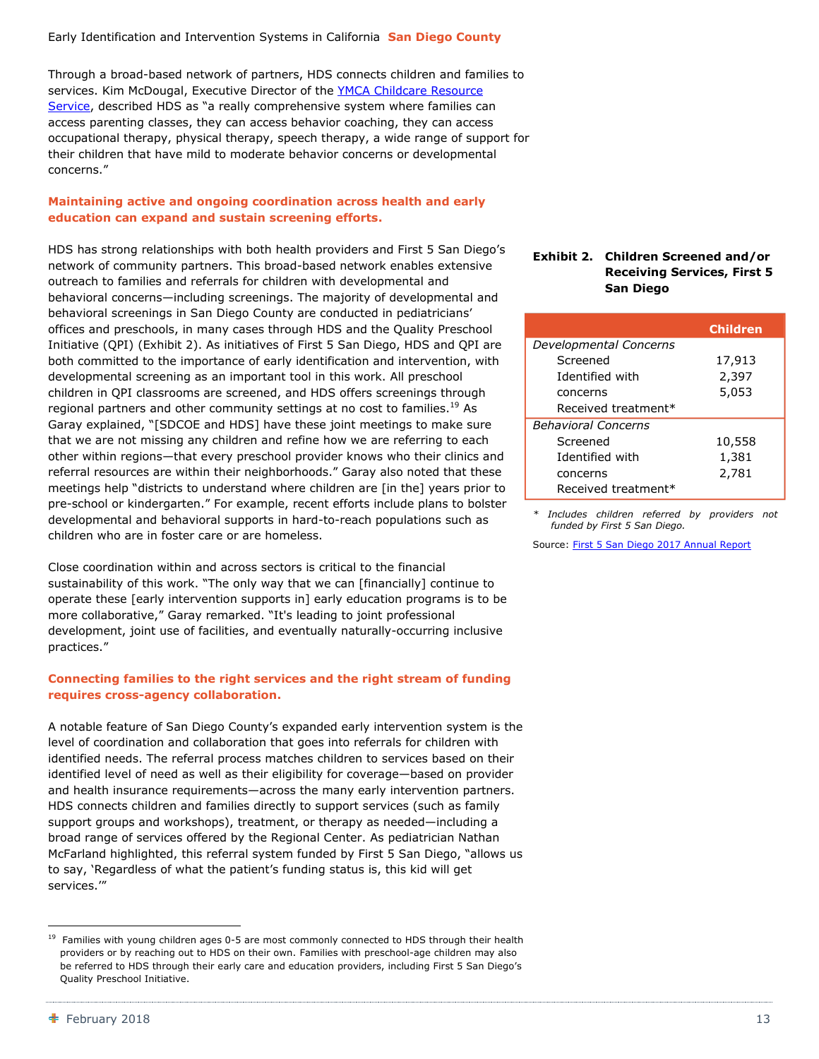Through a broad-based network of partners, HDS connects children and families to services. Kim McDougal, Executive Director of the [YMCA Childcare Resource Service](#), described HDS as "a really comprehensive system where families can access parenting classes, they can access behavior coaching, they can access occupational therapy, physical therapy, speech therapy, a wide range of support for their children that have mild to moderate behavior concerns or developmental concerns."

### Maintaining active and ongoing coordination across health and early education can expand and sustain screening efforts.

HDS has strong relationships with both health providers and First 5 San Diego's network of community partners. This broad-based network enables extensive outreach to families and referrals for children with developmental and behavioral concerns—including screenings. The majority of developmental and behavioral screenings in San Diego County are conducted in pediatricians' offices and preschools, in many cases through HDS and the Quality Preschool Initiative (QPI) (Exhibit 2). As initiatives of First 5 San Diego, HDS and QPI are both committed to the importance of early identification and intervention, with developmental screening as an important tool in this work. All preschool children in QPI classrooms are screened, and HDS offers screenings through regional partners and other community settings at no cost to families.[19] As Garay explained, "[SDCOE and HDS] have these joint meetings to make sure that we are not missing any children and refine how we are referring to each other within regions—that every preschool provider knows who their clinics and referral resources are within their neighborhoods." Garay also noted that these meetings help "districts to understand where children are [in the] years prior to pre-school or kindergarten." For example, recent efforts include plans to bolster developmental and behavioral supports in hard-to-reach populations such as children who are in foster care or are homeless.

**Exhibit 2. Children Screened and/or Receiving Services, First 5 San Diego**

| | Children |
|---|---|
| *Developmental Concerns* | |
| Screened | 17,913 |
| Identified with concerns | 2,397 |
| Received treatment* | 5,053 |
| *Behavioral Concerns* | |
| Screened | 10,558 |
| Identified with concerns | 1,381 |
| Received treatment* | 2,781 |

\* *Includes children referred by providers not funded by First 5 San Diego.*

Source: [First 5 San Diego 2017 Annual Report](#)

Close coordination within and across sectors is critical to the financial sustainability of this work. "The only way that we can [financially] continue to operate these [early intervention supports in] early education programs is to be more collaborative," Garay remarked. "It's leading to joint professional development, joint use of facilities, and eventually naturally-occurring inclusive practices."

### Connecting families to the right services and the right stream of funding requires cross-agency collaboration.

A notable feature of San Diego County's expanded early intervention system is the level of coordination and collaboration that goes into referrals for children with identified needs. The referral process matches children to services based on their identified level of need as well as their eligibility for coverage—based on provider and health insurance requirements—across the many early intervention partners. HDS connects children and families directly to support services (such as family support groups and workshops), treatment, or therapy as needed—including a broad range of services offered by the Regional Center. As pediatrician Nathan McFarland highlighted, this referral system funded by First 5 San Diego, "allows us to say, 'Regardless of what the patient's funding status is, this kid will get services.'"

---

[19] Families with young children ages 0-5 are most commonly connected to HDS through their health providers or by reaching out to HDS on their own. Families with preschool-age children may also be referred to HDS through their early care and education providers, including First 5 San Diego's Quality Preschool Initiative.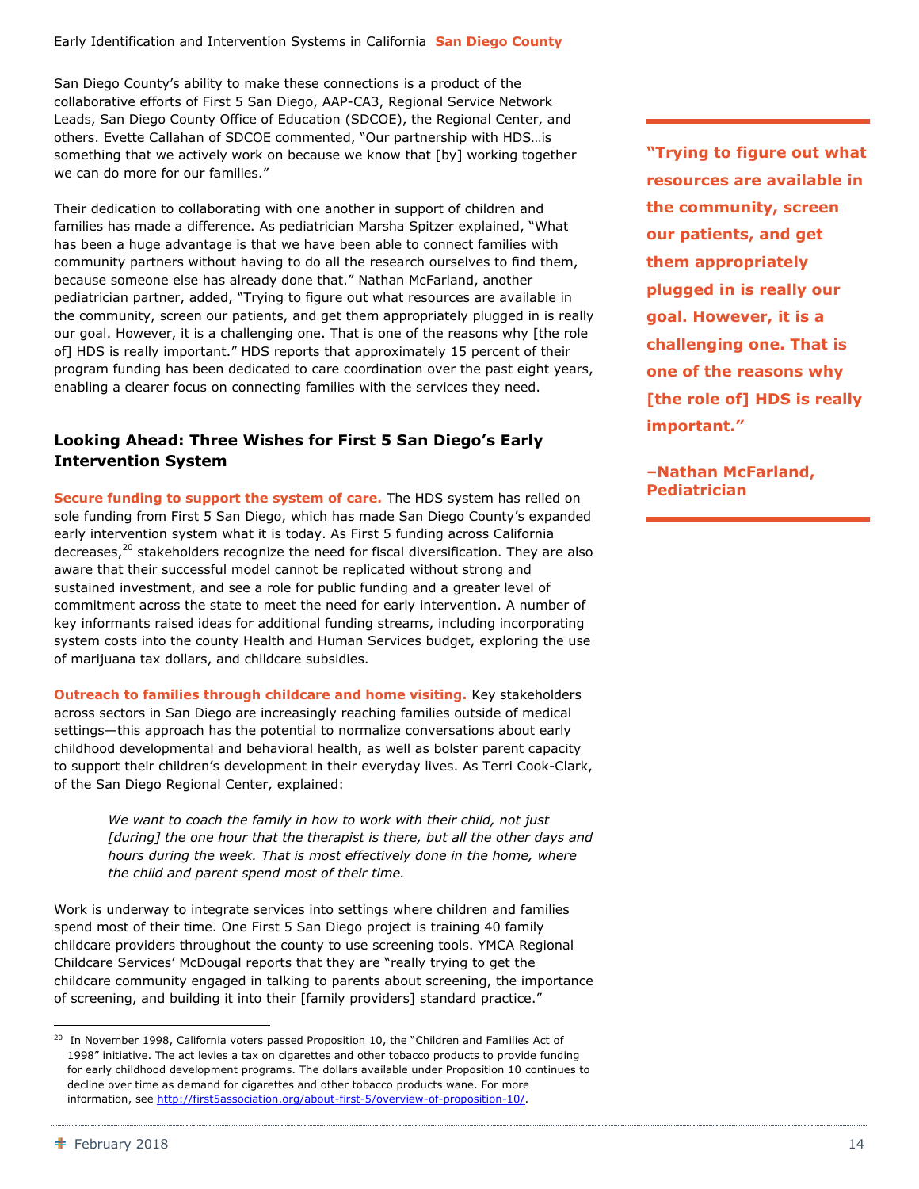San Diego County's ability to make these connections is a product of the collaborative efforts of First 5 San Diego, AAP-CA3, Regional Service Network Leads, San Diego County Office of Education (SDCOE), the Regional Center, and others. Evette Callahan of SDCOE commented, "Our partnership with HDS…is something that we actively work on because we know that [by] working together we can do more for our families."

Their dedication to collaborating with one another in support of children and families has made a difference. As pediatrician Marsha Spitzer explained, "What has been a huge advantage is that we have been able to connect families with community partners without having to do all the research ourselves to find them, because someone else has already done that." Nathan McFarland, another pediatrician partner, added, "Trying to figure out what resources are available in the community, screen our patients, and get them appropriately plugged in is really our goal. However, it is a challenging one. That is one of the reasons why [the role of] HDS is really important." HDS reports that approximately 15 percent of their program funding has been dedicated to care coordination over the past eight years, enabling a clearer focus on connecting families with the services they need.

> **"Trying to figure out what resources are available in the community, screen our patients, and get them appropriately plugged in is really our goal. However, it is a challenging one. That is one of the reasons why [the role of] HDS is really important."**
>
> **–Nathan McFarland, Pediatrician**

## Looking Ahead: Three Wishes for First 5 San Diego's Early Intervention System

**Secure funding to support the system of care.** The HDS system has relied on sole funding from First 5 San Diego, which has made San Diego County's expanded early intervention system what it is today. As First 5 funding across California decreases,[20] stakeholders recognize the need for fiscal diversification. They are also aware that their successful model cannot be replicated without strong and sustained investment, and see a role for public funding and a greater level of commitment across the state to meet the need for early intervention. A number of key informants raised ideas for additional funding streams, including incorporating system costs into the county Health and Human Services budget, exploring the use of marijuana tax dollars, and childcare subsidies.

**Outreach to families through childcare and home visiting.** Key stakeholders across sectors in San Diego are increasingly reaching families outside of medical settings—this approach has the potential to normalize conversations about early childhood developmental and behavioral health, as well as bolster parent capacity to support their children's development in their everyday lives. As Terri Cook-Clark, of the San Diego Regional Center, explained:

> *We want to coach the family in how to work with their child, not just [during] the one hour that the therapist is there, but all the other days and hours during the week. That is most effectively done in the home, where the child and parent spend most of their time.*

Work is underway to integrate services into settings where children and families spend most of their time. One First 5 San Diego project is training 40 family childcare providers throughout the county to use screening tools. YMCA Regional Childcare Services' McDougal reports that they are "really trying to get the childcare community engaged in talking to parents about screening, the importance of screening, and building it into their [family providers] standard practice."

---

[20] In November 1998, California voters passed Proposition 10, the "Children and Families Act of 1998" initiative. The act levies a tax on cigarettes and other tobacco products to provide funding for early childhood development programs. The dollars available under Proposition 10 continues to decline over time as demand for cigarettes and other tobacco products wane. For more information, see http://first5association.org/about-first-5/overview-of-proposition-10/.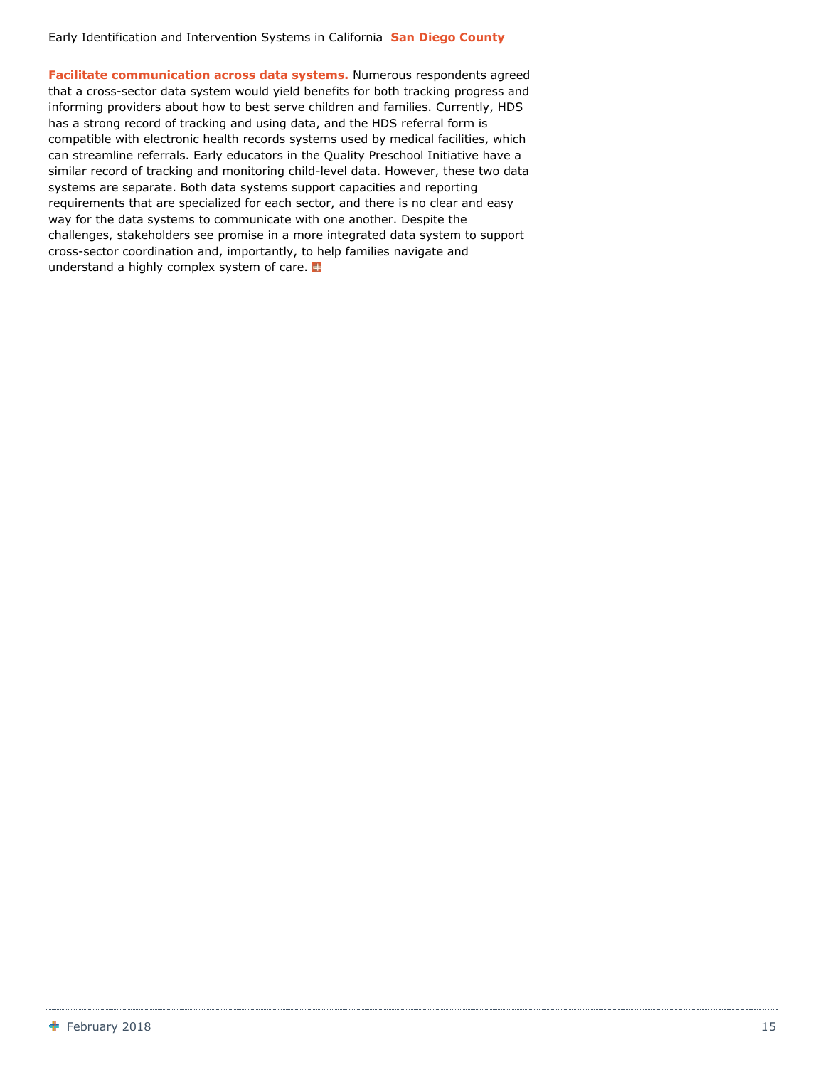**Facilitate communication across data systems.** Numerous respondents agreed that a cross-sector data system would yield benefits for both tracking progress and informing providers about how to best serve children and families. Currently, HDS has a strong record of tracking and using data, and the HDS referral form is compatible with electronic health records systems used by medical facilities, which can streamline referrals. Early educators in the Quality Preschool Initiative have a similar record of tracking and monitoring child-level data. However, these two data systems are separate. Both data systems support capacities and reporting requirements that are specialized for each sector, and there is no clear and easy way for the data systems to communicate with one another. Despite the challenges, stakeholders see promise in a more integrated data system to support cross-sector coordination and, importantly, to help families navigate and understand a highly complex system of care.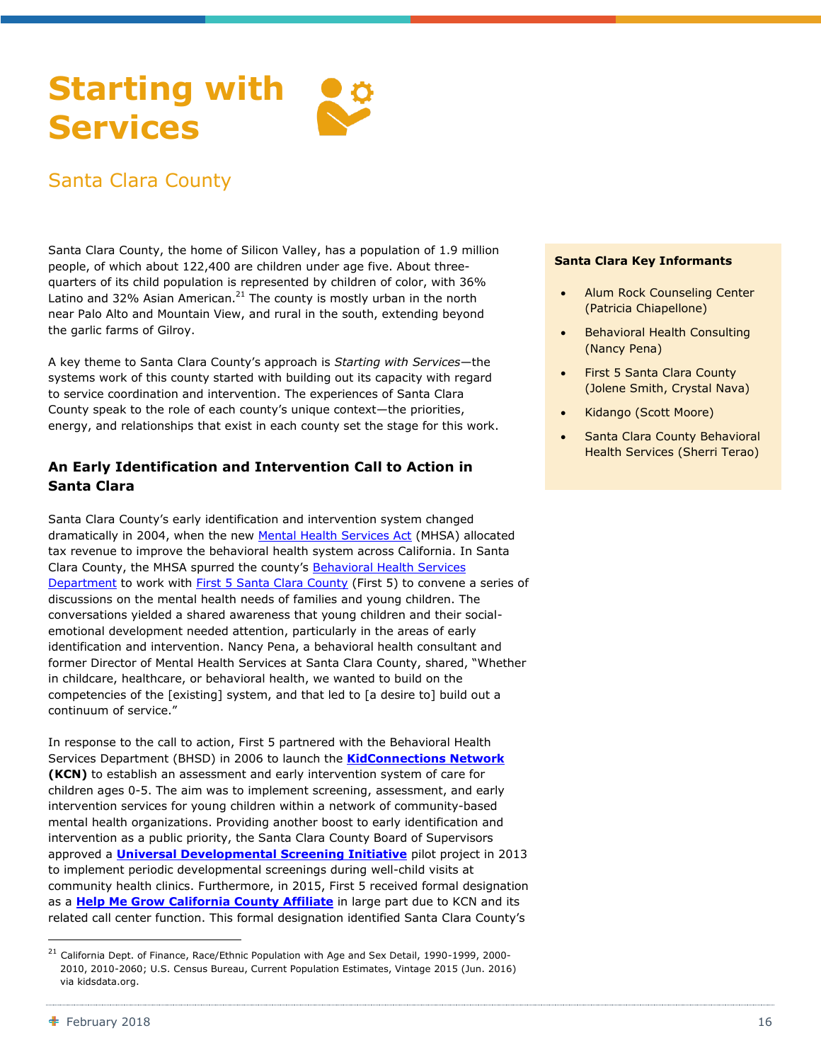# Starting with Services

## Santa Clara County

Santa Clara County, the home of Silicon Valley, has a population of 1.9 million people, of which about 122,400 are children under age five. About three-quarters of its child population is represented by children of color, with 36% Latino and 32% Asian American.[21] The county is mostly urban in the north near Palo Alto and Mountain View, and rural in the south, extending beyond the garlic farms of Gilroy.

A key theme to Santa Clara County's approach is *Starting with Services*—the systems work of this county started with building out its capacity with regard to service coordination and intervention. The experiences of Santa Clara County speak to the role of each county's unique context—the priorities, energy, and relationships that exist in each county set the stage for this work.

**Santa Clara Key Informants**

- Alum Rock Counseling Center (Patricia Chiapellone)
- Behavioral Health Consulting (Nancy Pena)
- First 5 Santa Clara County (Jolene Smith, Crystal Nava)
- Kidango (Scott Moore)
- Santa Clara County Behavioral Health Services (Sherri Terao)

### An Early Identification and Intervention Call to Action in Santa Clara

Santa Clara County's early identification and intervention system changed dramatically in 2004, when the new Mental Health Services Act (MHSA) allocated tax revenue to improve the behavioral health system across California. In Santa Clara County, the MHSA spurred the county's Behavioral Health Services Department to work with First 5 Santa Clara County (First 5) to convene a series of discussions on the mental health needs of families and young children. The conversations yielded a shared awareness that young children and their social-emotional development needed attention, particularly in the areas of early identification and intervention. Nancy Pena, a behavioral health consultant and former Director of Mental Health Services at Santa Clara County, shared, "Whether in childcare, healthcare, or behavioral health, we wanted to build on the competencies of the [existing] system, and that led to [a desire to] build out a continuum of service."

In response to the call to action, First 5 partnered with the Behavioral Health Services Department (BHSD) in 2006 to launch the **KidConnections Network (KCN)** to establish an assessment and early intervention system of care for children ages 0-5. The aim was to implement screening, assessment, and early intervention services for young children within a network of community-based mental health organizations. Providing another boost to early identification and intervention as a public priority, the Santa Clara County Board of Supervisors approved a **Universal Developmental Screening Initiative** pilot project in 2013 to implement periodic developmental screenings during well-child visits at community health clinics. Furthermore, in 2015, First 5 received formal designation as a **Help Me Grow California County Affiliate** in large part due to KCN and its related call center function. This formal designation identified Santa Clara County's

[21] California Dept. of Finance, Race/Ethnic Population with Age and Sex Detail, 1990-1999, 2000-2010, 2010-2060; U.S. Census Bureau, Current Population Estimates, Vintage 2015 (Jun. 2016) via kidsdata.org.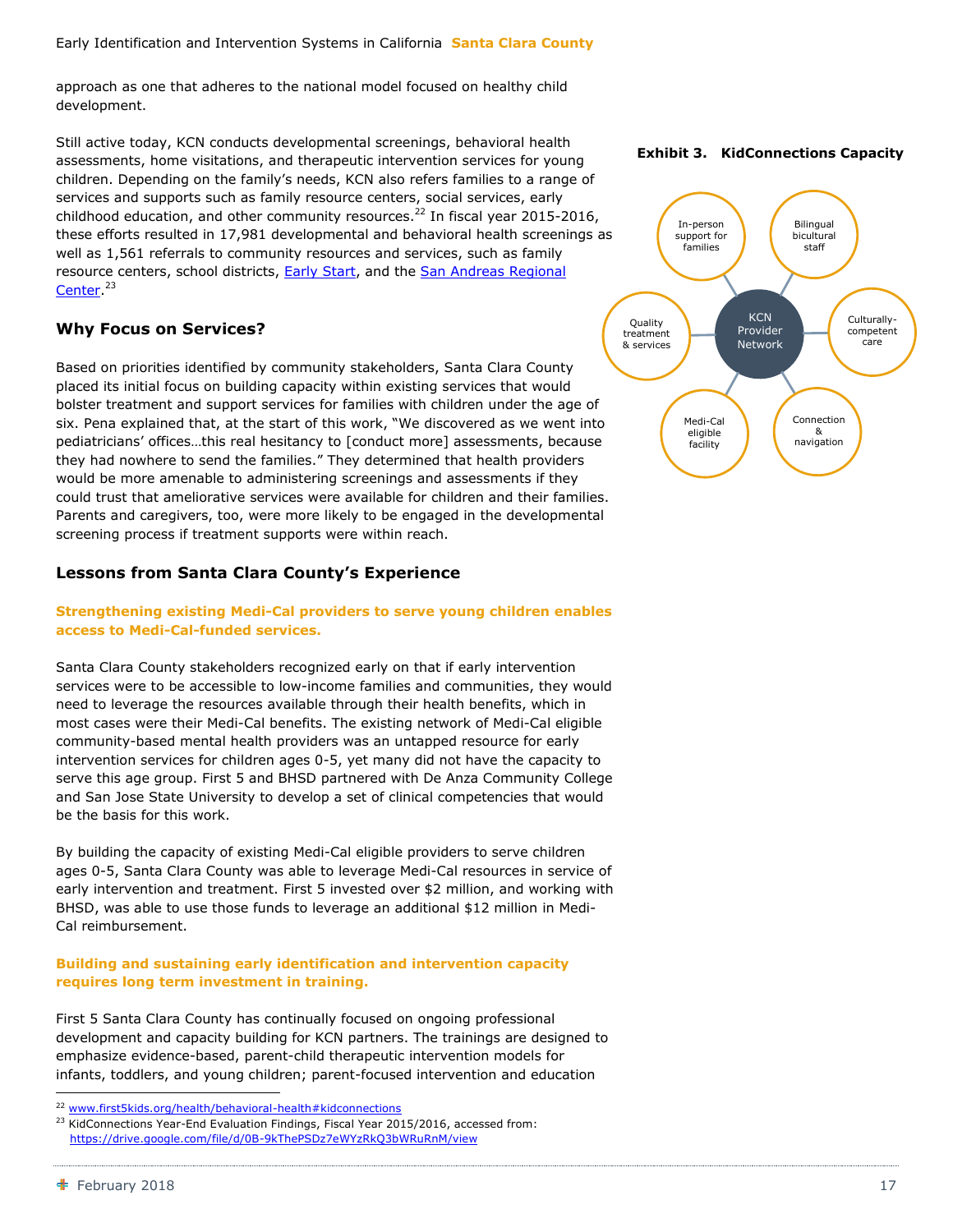approach as one that adheres to the national model focused on healthy child development.

Still active today, KCN conducts developmental screenings, behavioral health assessments, home visitations, and therapeutic intervention services for young children. Depending on the family's needs, KCN also refers families to a range of services and supports such as family resource centers, social services, early childhood education, and other community resources.[22] In fiscal year 2015-2016, these efforts resulted in 17,981 developmental and behavioral health screenings as well as 1,561 referrals to community resources and services, such as family resource centers, school districts, Early Start, and the San Andreas Regional Center.[23]

**Exhibit 3. KidConnections Capacity**

KCN Provider Network: In-person support for families; Bilingual bicultural staff; Culturally-competent care; Connection & navigation; Medi-Cal eligible facility; Quality treatment & services

## Why Focus on Services?

Based on priorities identified by community stakeholders, Santa Clara County placed its initial focus on building capacity within existing services that would bolster treatment and support services for families with children under the age of six. Pena explained that, at the start of this work, "We discovered as we went into pediatricians' offices…this real hesitancy to [conduct more] assessments, because they had nowhere to send the families." They determined that health providers would be more amenable to administering screenings and assessments if they could trust that ameliorative services were available for children and their families. Parents and caregivers, too, were more likely to be engaged in the developmental screening process if treatment supports were within reach.

## Lessons from Santa Clara County's Experience

### Strengthening existing Medi-Cal providers to serve young children enables access to Medi-Cal-funded services.

Santa Clara County stakeholders recognized early on that if early intervention services were to be accessible to low-income families and communities, they would need to leverage the resources available through their health benefits, which in most cases were their Medi-Cal benefits. The existing network of Medi-Cal eligible community-based mental health providers was an untapped resource for early intervention services for children ages 0-5, yet many did not have the capacity to serve this age group. First 5 and BHSD partnered with De Anza Community College and San Jose State University to develop a set of clinical competencies that would be the basis for this work.

By building the capacity of existing Medi-Cal eligible providers to serve children ages 0-5, Santa Clara County was able to leverage Medi-Cal resources in service of early intervention and treatment. First 5 invested over $2 million, and working with BHSD, was able to use those funds to leverage an additional $12 million in Medi-Cal reimbursement.

### Building and sustaining early identification and intervention capacity requires long term investment in training.

First 5 Santa Clara County has continually focused on ongoing professional development and capacity building for KCN partners. The trainings are designed to emphasize evidence-based, parent-child therapeutic intervention models for infants, toddlers, and young children; parent-focused intervention and education

---

[22] www.first5kids.org/health/behavioral-health#kidconnections

[23] KidConnections Year-End Evaluation Findings, Fiscal Year 2015/2016, accessed from: https://drive.google.com/file/d/0B-9kThePSDz7eWYzRkQ3bWRuRnM/view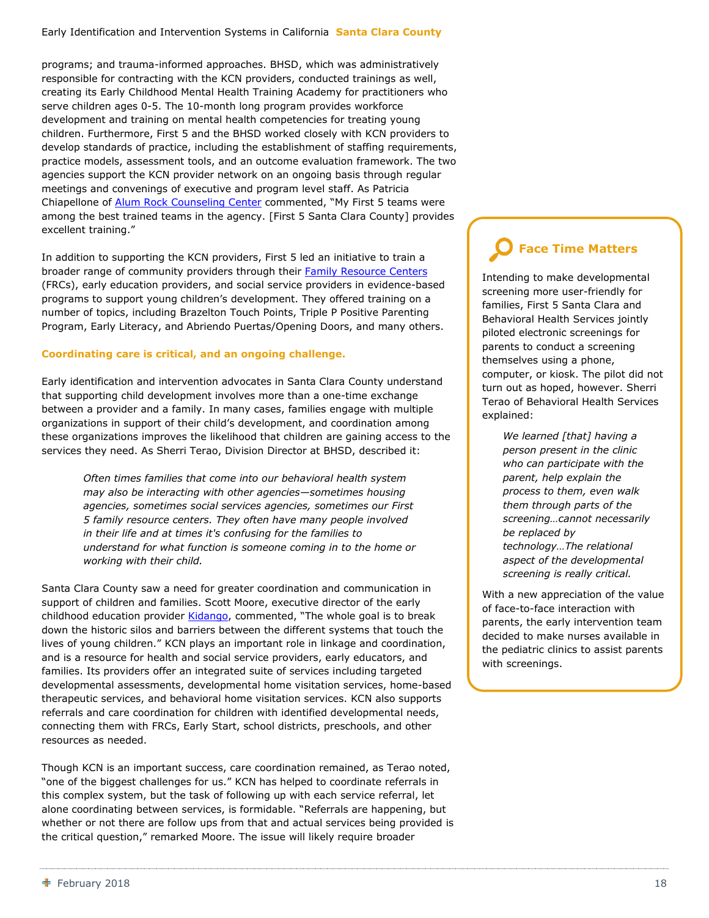programs; and trauma-informed approaches. BHSD, which was administratively responsible for contracting with the KCN providers, conducted trainings as well, creating its Early Childhood Mental Health Training Academy for practitioners who serve children ages 0-5. The 10-month long program provides workforce development and training on mental health competencies for treating young children. Furthermore, First 5 and the BHSD worked closely with KCN providers to develop standards of practice, including the establishment of staffing requirements, practice models, assessment tools, and an outcome evaluation framework. The two agencies support the KCN provider network on an ongoing basis through regular meetings and convenings of executive and program level staff. As Patricia Chiapellone of Alum Rock Counseling Center commented, "My First 5 teams were among the best trained teams in the agency. [First 5 Santa Clara County] provides excellent training."

In addition to supporting the KCN providers, First 5 led an initiative to train a broader range of community providers through their Family Resource Centers (FRCs), early education providers, and social service providers in evidence-based programs to support young children's development. They offered training on a number of topics, including Brazelton Touch Points, Triple P Positive Parenting Program, Early Literacy, and Abriendo Puertas/Opening Doors, and many others.

### Coordinating care is critical, and an ongoing challenge.

Early identification and intervention advocates in Santa Clara County understand that supporting child development involves more than a one-time exchange between a provider and a family. In many cases, families engage with multiple organizations in support of their child's development, and coordination among these organizations improves the likelihood that children are gaining access to the services they need. As Sherri Terao, Division Director at BHSD, described it:

> *Often times families that come into our behavioral health system may also be interacting with other agencies—sometimes housing agencies, sometimes social services agencies, sometimes our First 5 family resource centers. They often have many people involved in their life and at times it's confusing for the families to understand for what function is someone coming in to the home or working with their child.*

Santa Clara County saw a need for greater coordination and communication in support of children and families. Scott Moore, executive director of the early childhood education provider Kidango, commented, "The whole goal is to break down the historic silos and barriers between the different systems that touch the lives of young children." KCN plays an important role in linkage and coordination, and is a resource for health and social service providers, early educators, and families. Its providers offer an integrated suite of services including targeted developmental assessments, developmental home visitation services, home-based therapeutic services, and behavioral home visitation services. KCN also supports referrals and care coordination for children with identified developmental needs, connecting them with FRCs, Early Start, school districts, preschools, and other resources as needed.

Though KCN is an important success, care coordination remained, as Terao noted, "one of the biggest challenges for us." KCN has helped to coordinate referrals in this complex system, but the task of following up with each service referral, let alone coordinating between services, is formidable. "Referrals are happening, but whether or not there are follow ups from that and actual services being provided is the critical question," remarked Moore. The issue will likely require broader

---

### Face Time Matters

Intending to make developmental screening more user-friendly for families, First 5 Santa Clara and Behavioral Health Services jointly piloted electronic screenings for parents to conduct a screening themselves using a phone, computer, or kiosk. The pilot did not turn out as hoped, however. Sherri Terao of Behavioral Health Services explained:

> *We learned [that] having a person present in the clinic who can participate with the parent, help explain the process to them, even walk them through parts of the screening…cannot necessarily be replaced by technology…The relational aspect of the developmental screening is really critical.*

With a new appreciation of the value of face-to-face interaction with parents, the early intervention team decided to make nurses available in the pediatric clinics to assist parents with screenings.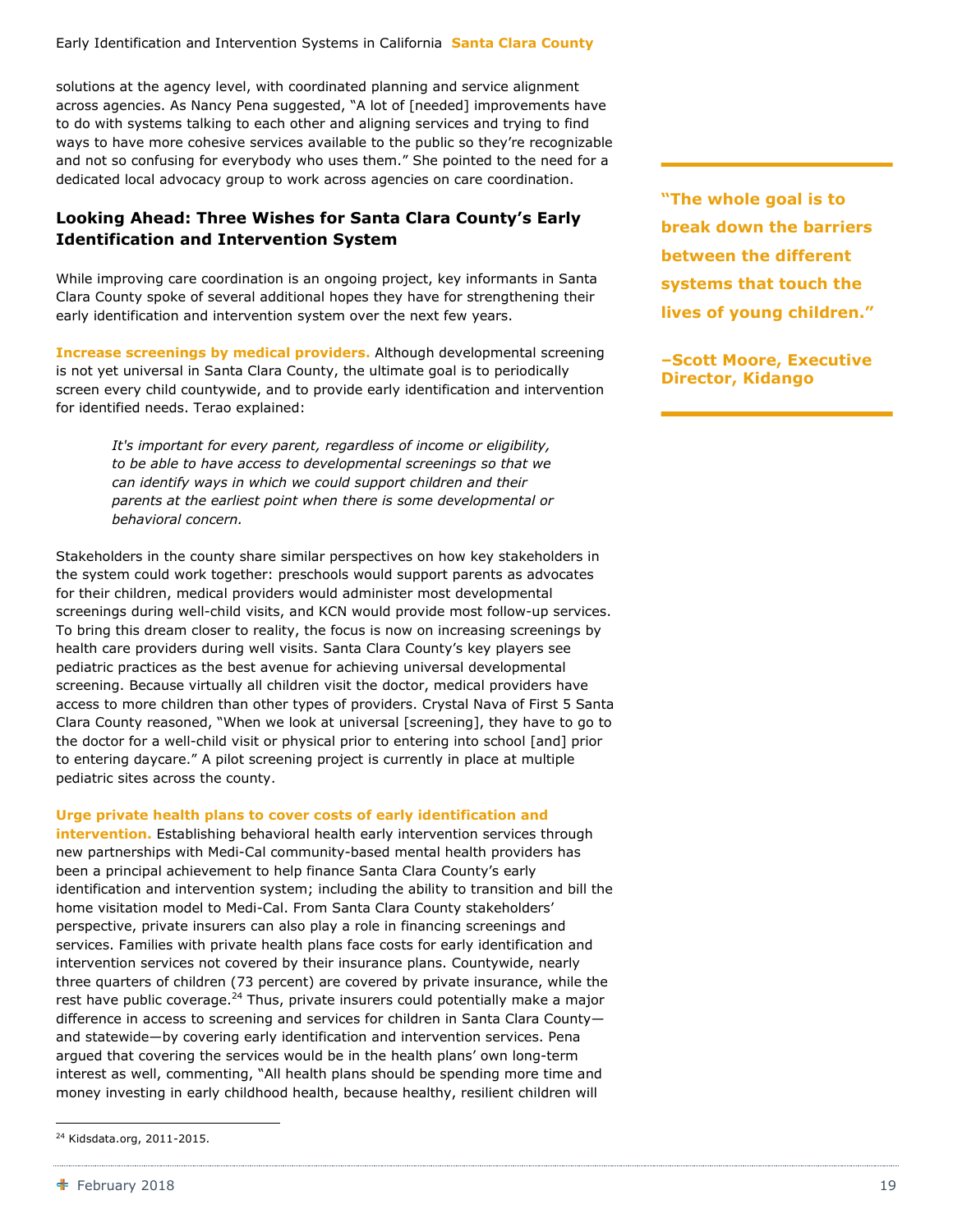solutions at the agency level, with coordinated planning and service alignment across agencies. As Nancy Pena suggested, "A lot of [needed] improvements have to do with systems talking to each other and aligning services and trying to find ways to have more cohesive services available to the public so they're recognizable and not so confusing for everybody who uses them." She pointed to the need for a dedicated local advocacy group to work across agencies on care coordination.

> **"The whole goal is to break down the barriers between the different systems that touch the lives of young children."**
>
> **–Scott Moore, Executive Director, Kidango**

## Looking Ahead: Three Wishes for Santa Clara County's Early Identification and Intervention System

While improving care coordination is an ongoing project, key informants in Santa Clara County spoke of several additional hopes they have for strengthening their early identification and intervention system over the next few years.

**Increase screenings by medical providers.** Although developmental screening is not yet universal in Santa Clara County, the ultimate goal is to periodically screen every child countywide, and to provide early identification and intervention for identified needs. Terao explained:

> *It's important for every parent, regardless of income or eligibility, to be able to have access to developmental screenings so that we can identify ways in which we could support children and their parents at the earliest point when there is some developmental or behavioral concern.*

Stakeholders in the county share similar perspectives on how key stakeholders in the system could work together: preschools would support parents as advocates for their children, medical providers would administer most developmental screenings during well-child visits, and KCN would provide most follow-up services. To bring this dream closer to reality, the focus is now on increasing screenings by health care providers during well visits. Santa Clara County's key players see pediatric practices as the best avenue for achieving universal developmental screening. Because virtually all children visit the doctor, medical providers have access to more children than other types of providers. Crystal Nava of First 5 Santa Clara County reasoned, "When we look at universal [screening], they have to go to the doctor for a well-child visit or physical prior to entering into school [and] prior to entering daycare." A pilot screening project is currently in place at multiple pediatric sites across the county.

**Urge private health plans to cover costs of early identification and intervention.** Establishing behavioral health early intervention services through new partnerships with Medi-Cal community-based mental health providers has been a principal achievement to help finance Santa Clara County's early identification and intervention system; including the ability to transition and bill the home visitation model to Medi-Cal. From Santa Clara County stakeholders' perspective, private insurers can also play a role in financing screenings and services. Families with private health plans face costs for early identification and intervention services not covered by their insurance plans. Countywide, nearly three quarters of children (73 percent) are covered by private insurance, while the rest have public coverage.[24] Thus, private insurers could potentially make a major difference in access to screening and services for children in Santa Clara County—and statewide—by covering early identification and intervention services. Pena argued that covering the services would be in the health plans' own long-term interest as well, commenting, "All health plans should be spending more time and money investing in early childhood health, because healthy, resilient children will

[24] Kidsdata.org, 2011-2015.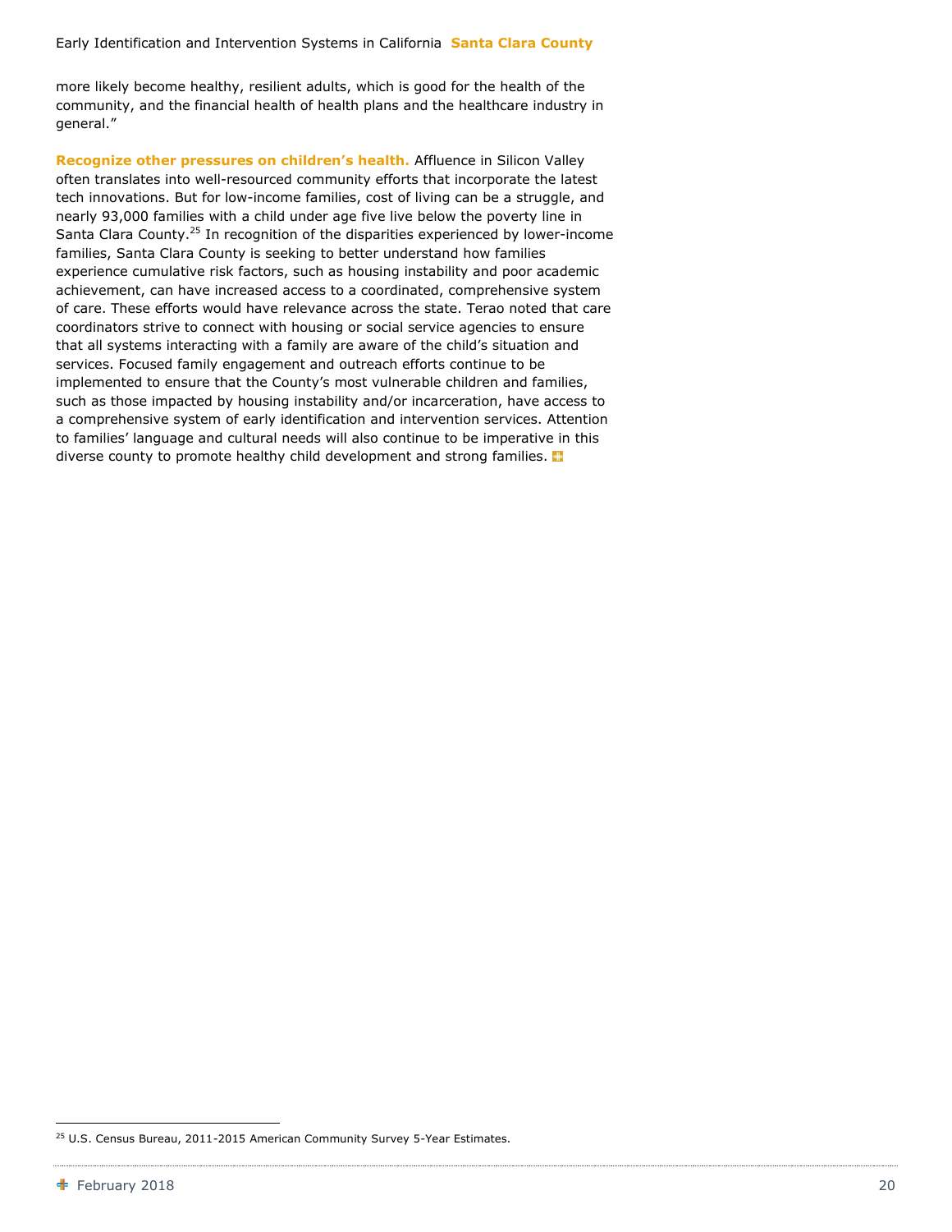more likely become healthy, resilient adults, which is good for the health of the community, and the financial health of health plans and the healthcare industry in general."

**Recognize other pressures on children's health.** Affluence in Silicon Valley often translates into well-resourced community efforts that incorporate the latest tech innovations. But for low-income families, cost of living can be a struggle, and nearly 93,000 families with a child under age five live below the poverty line in Santa Clara County.[25] In recognition of the disparities experienced by lower-income families, Santa Clara County is seeking to better understand how families experience cumulative risk factors, such as housing instability and poor academic achievement, can have increased access to a coordinated, comprehensive system of care. These efforts would have relevance across the state. Terao noted that care coordinators strive to connect with housing or social service agencies to ensure that all systems interacting with a family are aware of the child's situation and services. Focused family engagement and outreach efforts continue to be implemented to ensure that the County's most vulnerable children and families, such as those impacted by housing instability and/or incarceration, have access to a comprehensive system of early identification and intervention services. Attention to families' language and cultural needs will also continue to be imperative in this diverse county to promote healthy child development and strong families.

[25] U.S. Census Bureau, 2011-2015 American Community Survey 5-Year Estimates.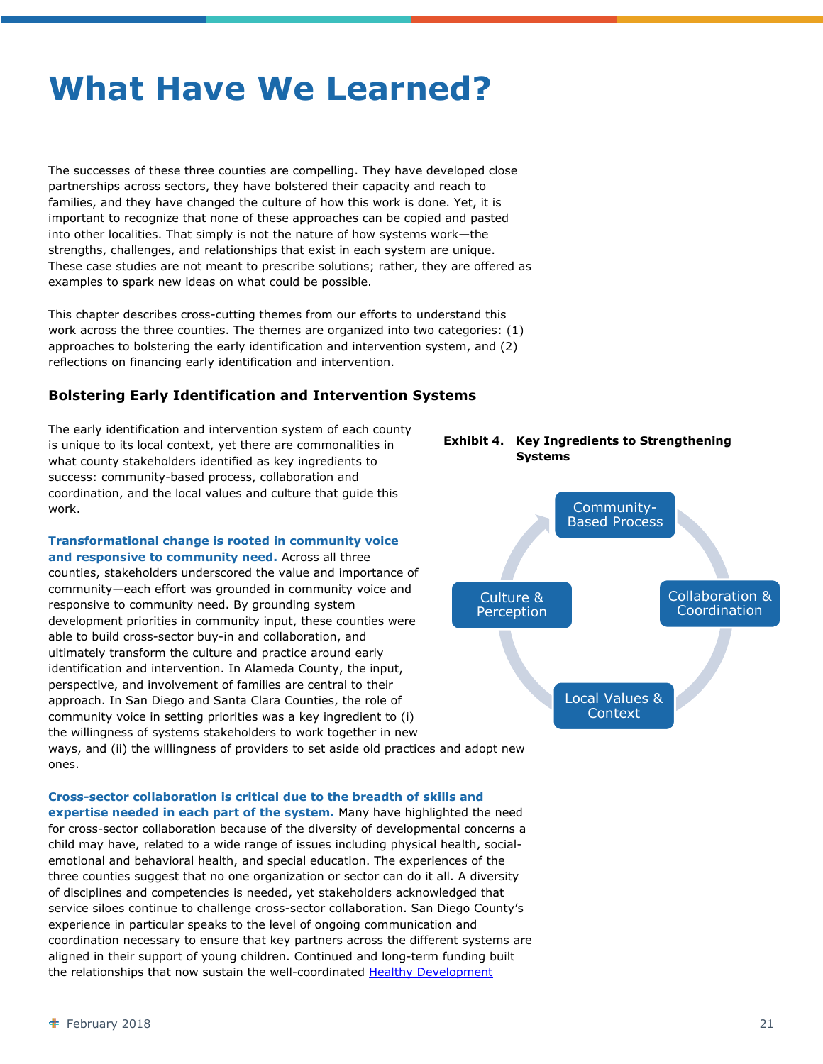# What Have We Learned?

The successes of these three counties are compelling. They have developed close partnerships across sectors, they have bolstered their capacity and reach to families, and they have changed the culture of how this work is done. Yet, it is important to recognize that none of these approaches can be copied and pasted into other localities. That simply is not the nature of how systems work—the strengths, challenges, and relationships that exist in each system are unique. These case studies are not meant to prescribe solutions; rather, they are offered as examples to spark new ideas on what could be possible.

This chapter describes cross-cutting themes from our efforts to understand this work across the three counties. The themes are organized into two categories: (1) approaches to bolstering the early identification and intervention system, and (2) reflections on financing early identification and intervention.

### Bolstering Early Identification and Intervention Systems

The early identification and intervention system of each county is unique to its local context, yet there are commonalities in what county stakeholders identified as key ingredients to success: community-based process, collaboration and coordination, and the local values and culture that guide this work.

**Exhibit 4. Key Ingredients to Strengthening Systems**

- Community-Based Process
- Collaboration & Coordination
- Local Values & Context
- Culture & Perception

**Transformational change is rooted in community voice and responsive to community need.** Across all three counties, stakeholders underscored the value and importance of community—each effort was grounded in community voice and responsive to community need. By grounding system development priorities in community input, these counties were able to build cross-sector buy-in and collaboration, and ultimately transform the culture and practice around early identification and intervention. In Alameda County, the input, perspective, and involvement of families are central to their approach. In San Diego and Santa Clara Counties, the role of community voice in setting priorities was a key ingredient to (i) the willingness of systems stakeholders to work together in new ways, and (ii) the willingness of providers to set aside old practices and adopt new ones.

**Cross-sector collaboration is critical due to the breadth of skills and expertise needed in each part of the system.** Many have highlighted the need for cross-sector collaboration because of the diversity of developmental concerns a child may have, related to a wide range of issues including physical health, social-emotional and behavioral health, and special education. The experiences of the three counties suggest that no one organization or sector can do it all. A diversity of disciplines and competencies is needed, yet stakeholders acknowledged that service siloes continue to challenge cross-sector collaboration. San Diego County's experience in particular speaks to the level of ongoing communication and coordination necessary to ensure that key partners across the different systems are aligned in their support of young children. Continued and long-term funding built the relationships that now sustain the well-coordinated Healthy Development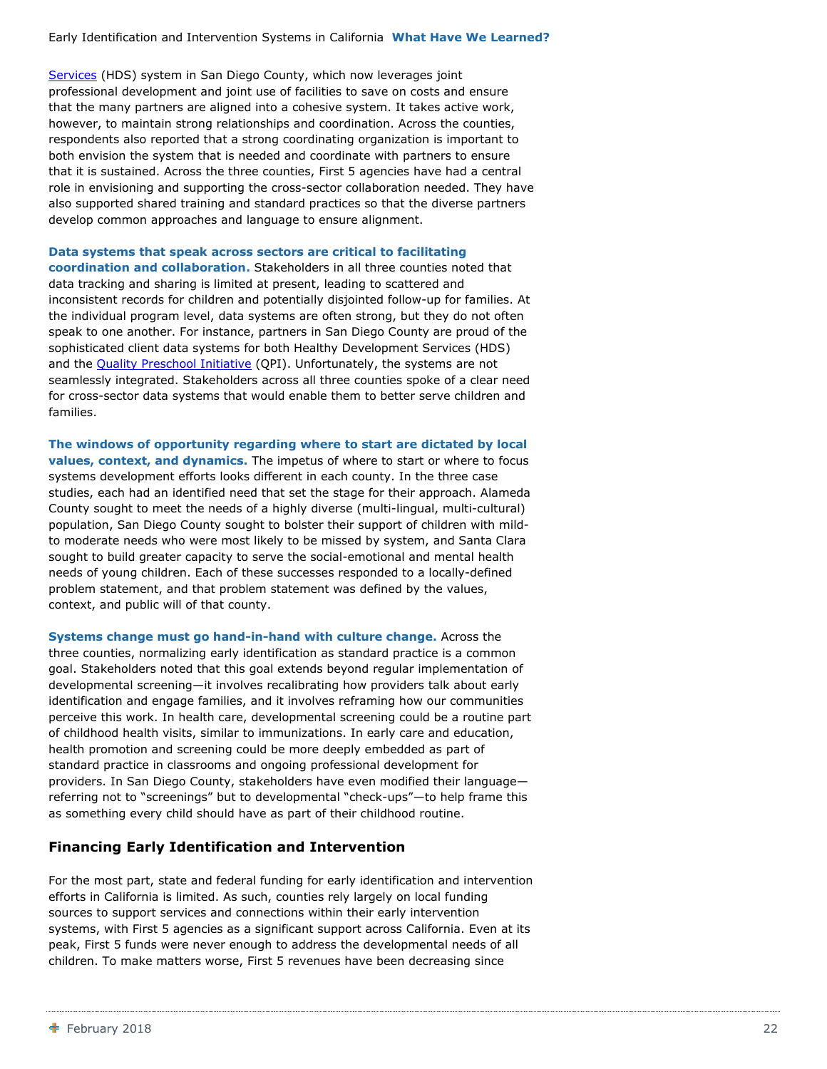Services (HDS) system in San Diego County, which now leverages joint professional development and joint use of facilities to save on costs and ensure that the many partners are aligned into a cohesive system. It takes active work, however, to maintain strong relationships and coordination. Across the counties, respondents also reported that a strong coordinating organization is important to both envision the system that is needed and coordinate with partners to ensure that it is sustained. Across the three counties, First 5 agencies have had a central role in envisioning and supporting the cross-sector collaboration needed. They have also supported shared training and standard practices so that the diverse partners develop common approaches and language to ensure alignment.

**Data systems that speak across sectors are critical to facilitating coordination and collaboration.** Stakeholders in all three counties noted that data tracking and sharing is limited at present, leading to scattered and inconsistent records for children and potentially disjointed follow-up for families. At the individual program level, data systems are often strong, but they do not often speak to one another. For instance, partners in San Diego County are proud of the sophisticated client data systems for both Healthy Development Services (HDS) and the Quality Preschool Initiative (QPI). Unfortunately, the systems are not seamlessly integrated. Stakeholders across all three counties spoke of a clear need for cross-sector data systems that would enable them to better serve children and families.

**The windows of opportunity regarding where to start are dictated by local values, context, and dynamics.** The impetus of where to start or where to focus systems development efforts looks different in each county. In the three case studies, each had an identified need that set the stage for their approach. Alameda County sought to meet the needs of a highly diverse (multi-lingual, multi-cultural) population, San Diego County sought to bolster their support of children with mild-to moderate needs who were most likely to be missed by system, and Santa Clara sought to build greater capacity to serve the social-emotional and mental health needs of young children. Each of these successes responded to a locally-defined problem statement, and that problem statement was defined by the values, context, and public will of that county.

**Systems change must go hand-in-hand with culture change.** Across the three counties, normalizing early identification as standard practice is a common goal. Stakeholders noted that this goal extends beyond regular implementation of developmental screening—it involves recalibrating how providers talk about early identification and engage families, and it involves reframing how our communities perceive this work. In health care, developmental screening could be a routine part of childhood health visits, similar to immunizations. In early care and education, health promotion and screening could be more deeply embedded as part of standard practice in classrooms and ongoing professional development for providers. In San Diego County, stakeholders have even modified their language—referring not to "screenings" but to developmental "check-ups"—to help frame this as something every child should have as part of their childhood routine.

## Financing Early Identification and Intervention

For the most part, state and federal funding for early identification and intervention efforts in California is limited. As such, counties rely largely on local funding sources to support services and connections within their early intervention systems, with First 5 agencies as a significant support across California. Even at its peak, First 5 funds were never enough to address the developmental needs of all children. To make matters worse, First 5 revenues have been decreasing since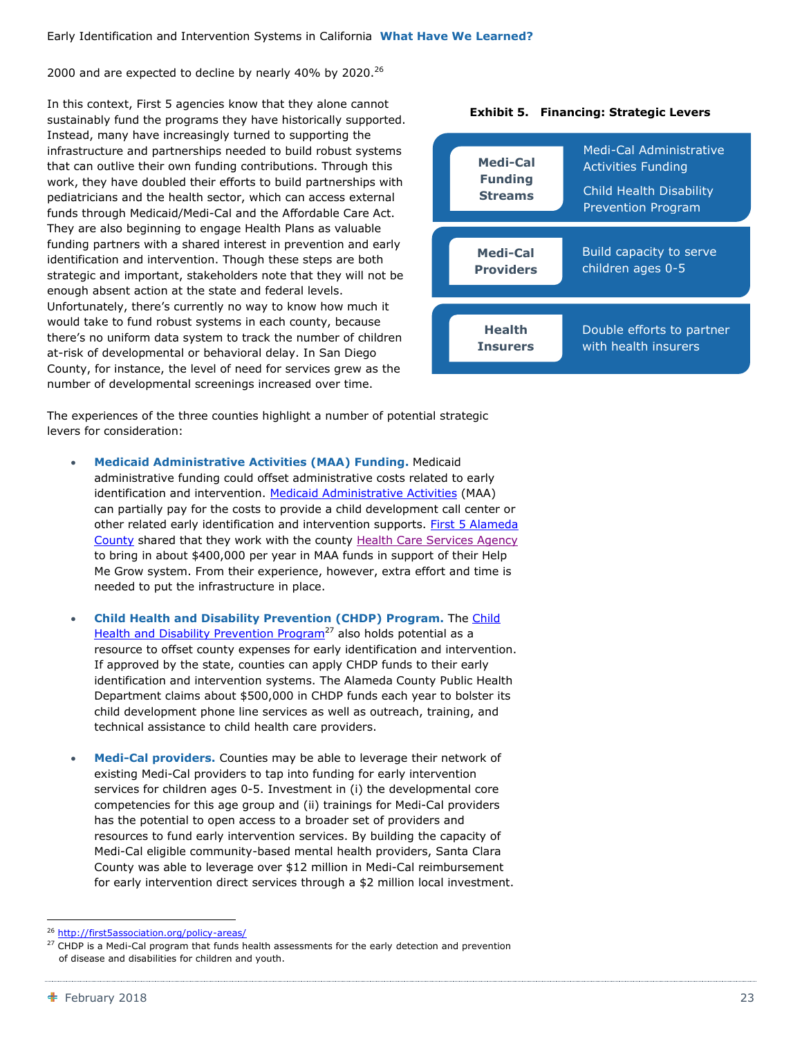2000 and are expected to decline by nearly 40% by 2020.[26]

In this context, First 5 agencies know that they alone cannot sustainably fund the programs they have historically supported. Instead, many have increasingly turned to supporting the infrastructure and partnerships needed to build robust systems that can outlive their own funding contributions. Through this work, they have doubled their efforts to build partnerships with pediatricians and the health sector, which can access external funds through Medicaid/Medi-Cal and the Affordable Care Act. They are also beginning to engage Health Plans as valuable funding partners with a shared interest in prevention and early identification and intervention. Though these steps are both strategic and important, stakeholders note that they will not be enough absent action at the state and federal levels. Unfortunately, there's currently no way to know how much it would take to fund robust systems in each county, because there's no uniform data system to track the number of children at-risk of developmental or behavioral delay. In San Diego County, for instance, the level of need for services grew as the number of developmental screenings increased over time.

**Exhibit 5. Financing: Strategic Levers**

| | |
|---|---|
| **Medi-Cal Funding Streams** | Medi-Cal Administrative Activities Funding<br>Child Health Disability Prevention Program |
| **Medi-Cal Providers** | Build capacity to serve children ages 0-5 |
| **Health Insurers** | Double efforts to partner with health insurers |

The experiences of the three counties highlight a number of potential strategic levers for consideration:

- **Medicaid Administrative Activities (MAA) Funding.** Medicaid administrative funding could offset administrative costs related to early identification and intervention. Medicaid Administrative Activities (MAA) can partially pay for the costs to provide a child development call center or other related early identification and intervention supports. First 5 Alameda County shared that they work with the county Health Care Services Agency to bring in about $400,000 per year in MAA funds in support of their Help Me Grow system. From their experience, however, extra effort and time is needed to put the infrastructure in place.

- **Child Health and Disability Prevention (CHDP) Program.** The Child Health and Disability Prevention Program[27] also holds potential as a resource to offset county expenses for early identification and intervention. If approved by the state, counties can apply CHDP funds to their early identification and intervention systems. The Alameda County Public Health Department claims about $500,000 in CHDP funds each year to bolster its child development phone line services as well as outreach, training, and technical assistance to child health care providers.

- **Medi-Cal providers.** Counties may be able to leverage their network of existing Medi-Cal providers to tap into funding for early intervention services for children ages 0-5. Investment in (i) the developmental core competencies for this age group and (ii) trainings for Medi-Cal providers has the potential to open access to a broader set of providers and resources to fund early intervention services. By building the capacity of Medi-Cal eligible community-based mental health providers, Santa Clara County was able to leverage over $12 million in Medi-Cal reimbursement for early intervention direct services through a $2 million local investment.

---

[26] http://first5association.org/policy-areas/

[27] CHDP is a Medi-Cal program that funds health assessments for the early detection and prevention of disease and disabilities for children and youth.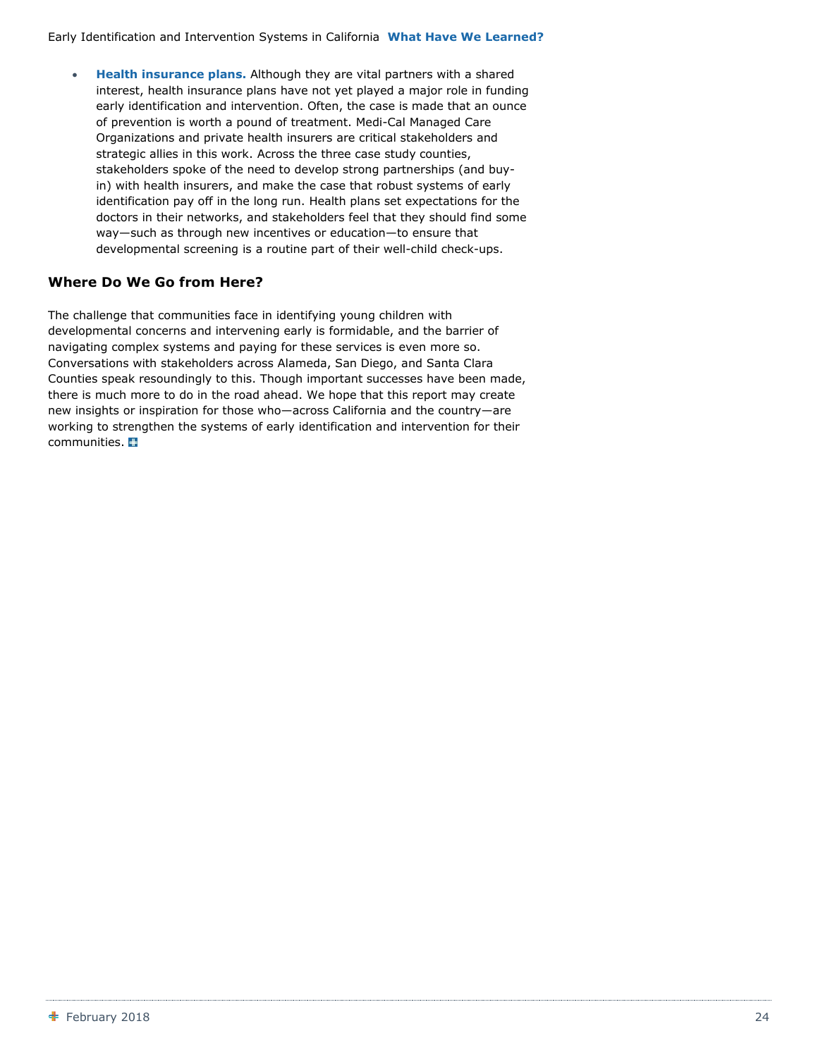- **Health insurance plans.** Although they are vital partners with a shared interest, health insurance plans have not yet played a major role in funding early identification and intervention. Often, the case is made that an ounce of prevention is worth a pound of treatment. Medi-Cal Managed Care Organizations and private health insurers are critical stakeholders and strategic allies in this work. Across the three case study counties, stakeholders spoke of the need to develop strong partnerships (and buy-in) with health insurers, and make the case that robust systems of early identification pay off in the long run. Health plans set expectations for the doctors in their networks, and stakeholders feel that they should find some way—such as through new incentives or education—to ensure that developmental screening is a routine part of their well-child check-ups.

### Where Do We Go from Here?

The challenge that communities face in identifying young children with developmental concerns and intervening early is formidable, and the barrier of navigating complex systems and paying for these services is even more so. Conversations with stakeholders across Alameda, San Diego, and Santa Clara Counties speak resoundingly to this. Though important successes have been made, there is much more to do in the road ahead. We hope that this report may create new insights or inspiration for those who—across California and the country—are working to strengthen the systems of early identification and intervention for their communities.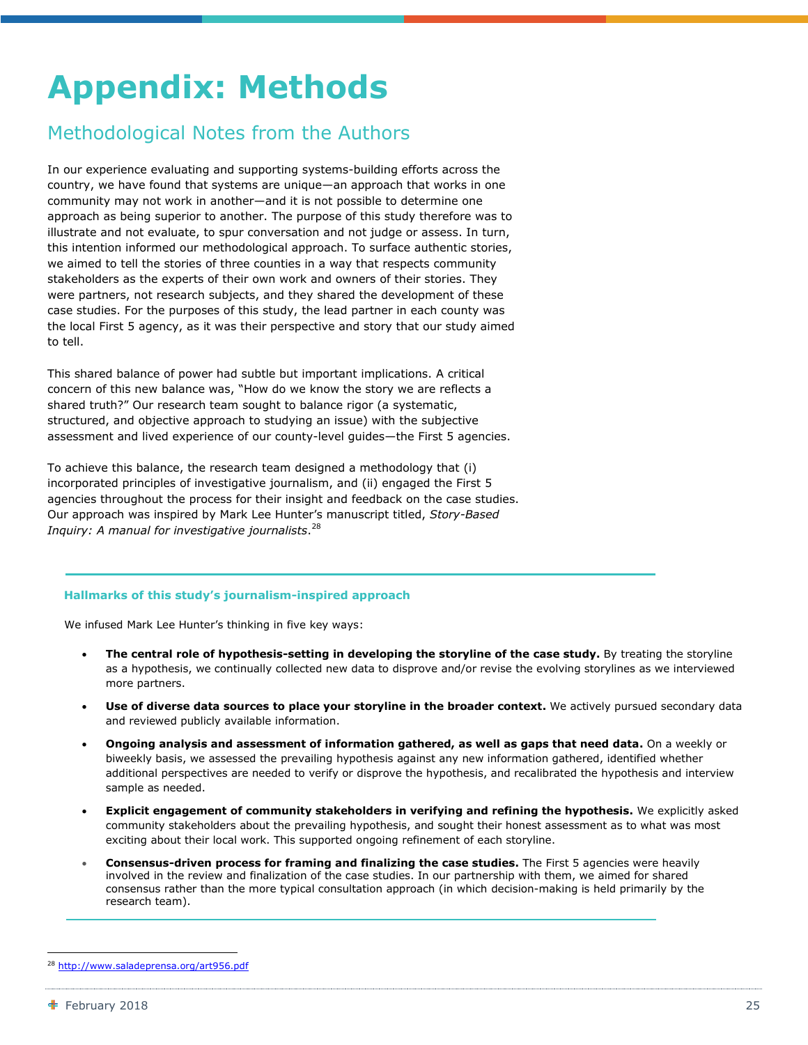# Appendix: Methods

## Methodological Notes from the Authors

In our experience evaluating and supporting systems-building efforts across the country, we have found that systems are unique—an approach that works in one community may not work in another—and it is not possible to determine one approach as being superior to another. The purpose of this study therefore was to illustrate and not evaluate, to spur conversation and not judge or assess. In turn, this intention informed our methodological approach. To surface authentic stories, we aimed to tell the stories of three counties in a way that respects community stakeholders as the experts of their own work and owners of their stories. They were partners, not research subjects, and they shared the development of these case studies. For the purposes of this study, the lead partner in each county was the local First 5 agency, as it was their perspective and story that our study aimed to tell.

This shared balance of power had subtle but important implications. A critical concern of this new balance was, "How do we know the story we are reflects a shared truth?" Our research team sought to balance rigor (a systematic, structured, and objective approach to studying an issue) with the subjective assessment and lived experience of our county-level guides—the First 5 agencies.

To achieve this balance, the research team designed a methodology that (i) incorporated principles of investigative journalism, and (ii) engaged the First 5 agencies throughout the process for their insight and feedback on the case studies. Our approach was inspired by Mark Lee Hunter's manuscript titled, *Story-Based Inquiry: A manual for investigative journalists*.[28]

#### Hallmarks of this study's journalism-inspired approach

We infused Mark Lee Hunter's thinking in five key ways:

- **The central role of hypothesis-setting in developing the storyline of the case study.** By treating the storyline as a hypothesis, we continually collected new data to disprove and/or revise the evolving storylines as we interviewed more partners.
- **Use of diverse data sources to place your storyline in the broader context.** We actively pursued secondary data and reviewed publicly available information.
- **Ongoing analysis and assessment of information gathered, as well as gaps that need data.** On a weekly or biweekly basis, we assessed the prevailing hypothesis against any new information gathered, identified whether additional perspectives are needed to verify or disprove the hypothesis, and recalibrated the hypothesis and interview sample as needed.
- **Explicit engagement of community stakeholders in verifying and refining the hypothesis.** We explicitly asked community stakeholders about the prevailing hypothesis, and sought their honest assessment as to what was most exciting about their local work. This supported ongoing refinement of each storyline.
- **Consensus-driven process for framing and finalizing the case studies.** The First 5 agencies were heavily involved in the review and finalization of the case studies. In our partnership with them, we aimed for shared consensus rather than the more typical consultation approach (in which decision-making is held primarily by the research team).

[28] http://www.saladeprensa.org/art956.pdf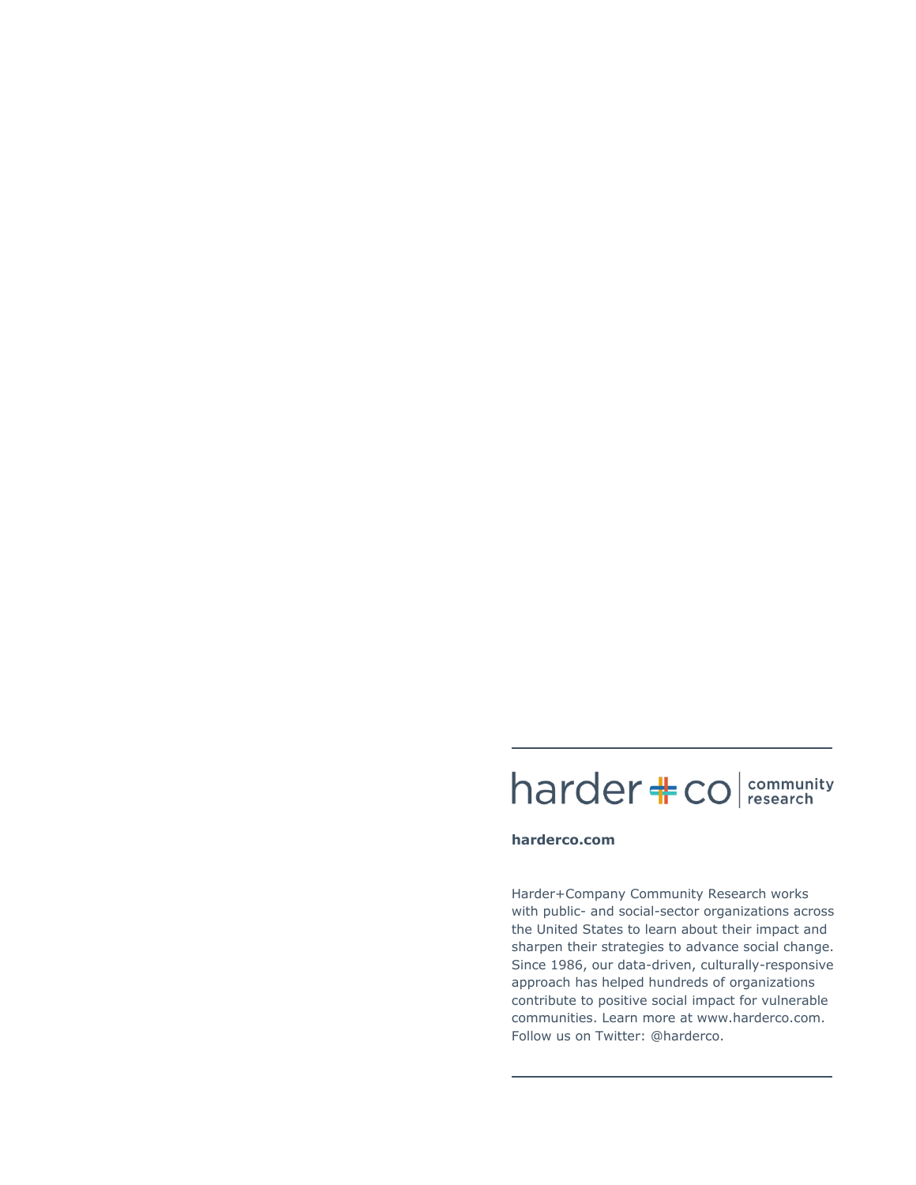harder+co | community research

**harderco.com**

Harder+Company Community Research works with public- and social-sector organizations across the United States to learn about their impact and sharpen their strategies to advance social change. Since 1986, our data-driven, culturally-responsive approach has helped hundreds of organizations contribute to positive social impact for vulnerable communities. Learn more at www.harderco.com. Follow us on Twitter: @harderco.